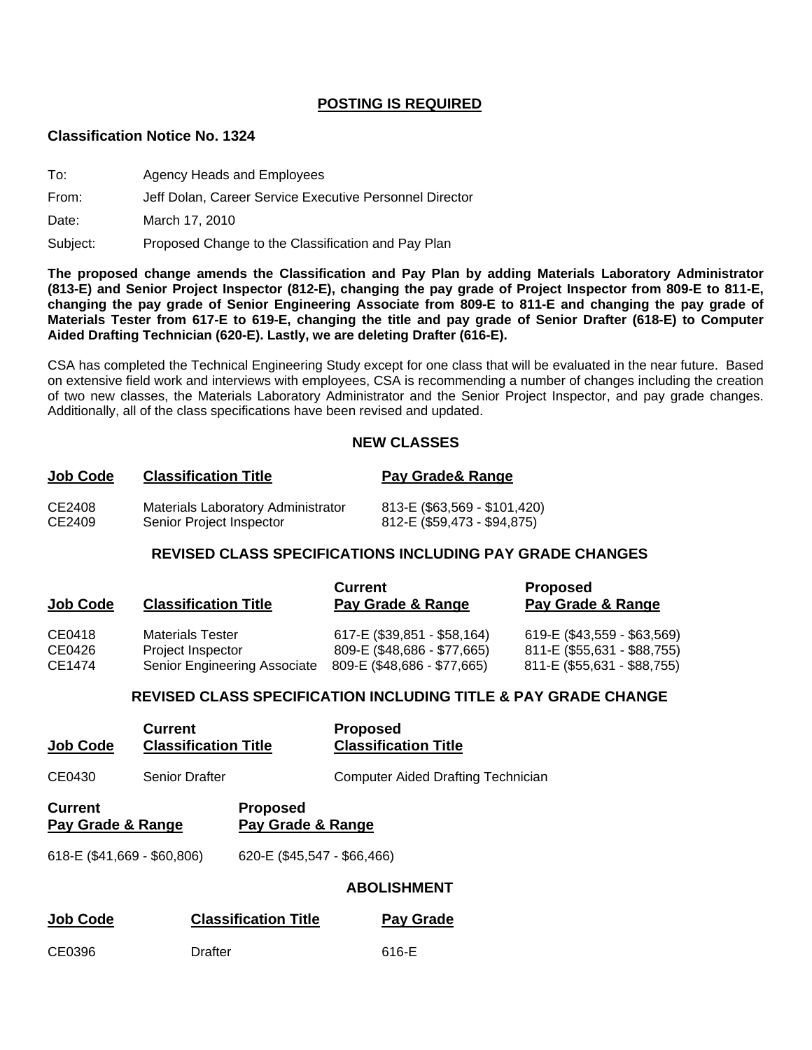**POSTING IS REQUIRED**

**Classification Notice No. 1324**

To: Agency Heads and Employees

From: Jeff Dolan, Career Service Executive Personnel Director

Date: March 17, 2010

Subject: Proposed Change to the Classification and Pay Plan

**The proposed change amends the Classification and Pay Plan by adding Materials Laboratory Administrator (813-E) and Senior Project Inspector (812-E), changing the pay grade of Project Inspector from 809-E to 811-E, changing the pay grade of Senior Engineering Associate from 809-E to 811-E and changing the pay grade of Materials Tester from 617-E to 619-E, changing the title and pay grade of Senior Drafter (618-E) to Computer Aided Drafting Technician (620-E). Lastly, we are deleting Drafter (616-E).**

CSA has completed the Technical Engineering Study except for one class that will be evaluated in the near future. Based on extensive field work and interviews with employees, CSA is recommending a number of changes including the creation of two new classes, the Materials Laboratory Administrator and the Senior Project Inspector, and pay grade changes. Additionally, all of the class specifications have been revised and updated.

## NEW CLASSES

| Job Code | Classification Title | Pay Grade& Range |
|---|---|---|
| CE2408 | Materials Laboratory Administrator | 813-E ($63,569 - $101,420) |
| CE2409 | Senior Project Inspector | 812-E ($59,473 - $94,875) |

## REVISED CLASS SPECIFICATIONS INCLUDING PAY GRADE CHANGES

| Job Code | Classification Title | Current Pay Grade & Range | Proposed Pay Grade & Range |
|---|---|---|---|
| CE0418 | Materials Tester | 617-E ($39,851 - $58,164) | 619-E ($43,559 - $63,569) |
| CE0426 | Project Inspector | 809-E ($48,686 - $77,665) | 811-E ($55,631 - $88,755) |
| CE1474 | Senior Engineering Associate | 809-E ($48,686 - $77,665) | 811-E ($55,631 - $88,755) |

## REVISED CLASS SPECIFICATION INCLUDING TITLE & PAY GRADE CHANGE

| Job Code | Current Classification Title | Proposed Classification Title |
|---|---|---|
| CE0430 | Senior Drafter | Computer Aided Drafting Technician |

| Current Pay Grade & Range | Proposed Pay Grade & Range |
|---|---|
| 618-E ($41,669 - $60,806) | 620-E ($45,547 - $66,466) |

## ABOLISHMENT

| Job Code | Classification Title | Pay Grade |
|---|---|---|
| CE0396 | Drafter | 616-E |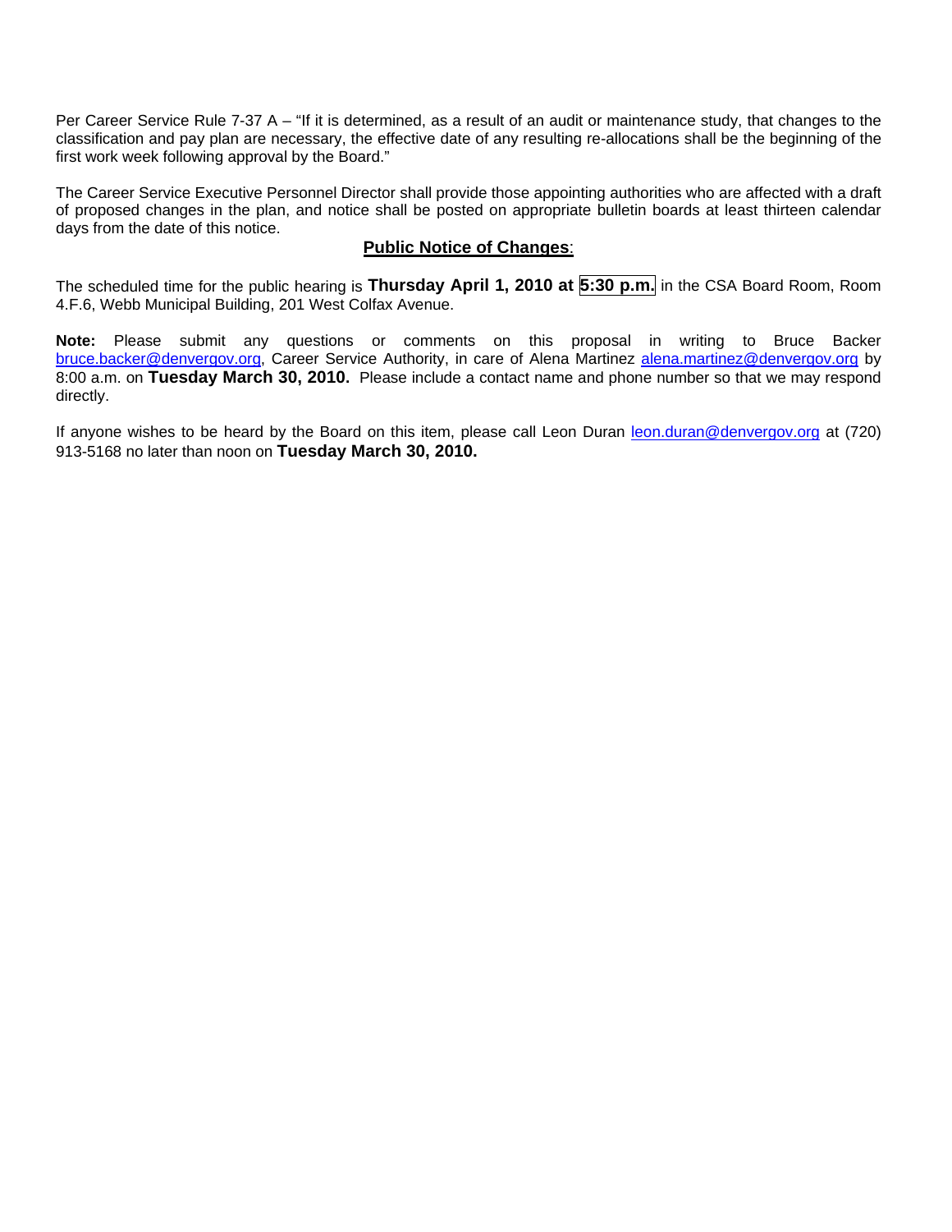Per Career Service Rule 7-37 A – "If it is determined, as a result of an audit or maintenance study, that changes to the classification and pay plan are necessary, the effective date of any resulting re-allocations shall be the beginning of the first work week following approval by the Board."

The Career Service Executive Personnel Director shall provide those appointing authorities who are affected with a draft of proposed changes in the plan, and notice shall be posted on appropriate bulletin boards at least thirteen calendar days from the date of this notice.

## **Public Notice of Changes**:

The scheduled time for the public hearing is **Thursday April 1, 2010 at 5:30 p.m.** in the CSA Board Room, Room 4.F.6, Webb Municipal Building, 201 West Colfax Avenue.

**Note:** Please submit any questions or comments on this proposal in writing to Bruce Backer bruce.backer@denvergov.org, Career Service Authority, in care of Alena Martinez alena.martinez@denvergov.org by 8:00 a.m. on **Tuesday March 30, 2010.** Please include a contact name and phone number so that we may respond directly.

If anyone wishes to be heard by the Board on this item, please call Leon Duran leon.duran@denvergov.org at (720) 913-5168 no later than noon on **Tuesday March 30, 2010.**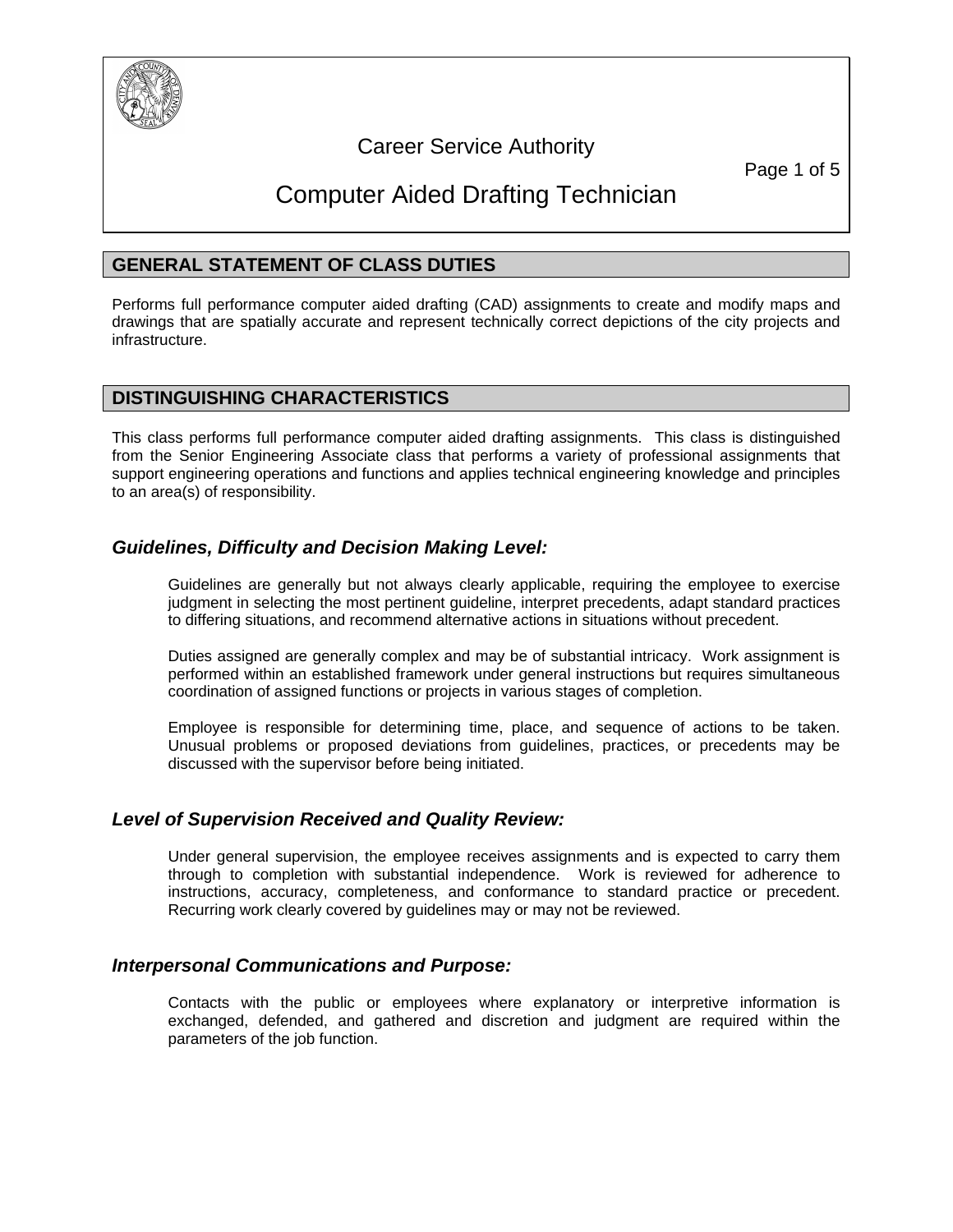# Career Service Authority

# Computer Aided Drafting Technician

## GENERAL STATEMENT OF CLASS DUTIES

Performs full performance computer aided drafting (CAD) assignments to create and modify maps and drawings that are spatially accurate and represent technically correct depictions of the city projects and infrastructure.

## DISTINGUISHING CHARACTERISTICS

This class performs full performance computer aided drafting assignments. This class is distinguished from the Senior Engineering Associate class that performs a variety of professional assignments that support engineering operations and functions and applies technical engineering knowledge and principles to an area(s) of responsibility.

### *Guidelines, Difficulty and Decision Making Level:*

Guidelines are generally but not always clearly applicable, requiring the employee to exercise judgment in selecting the most pertinent guideline, interpret precedents, adapt standard practices to differing situations, and recommend alternative actions in situations without precedent.

Duties assigned are generally complex and may be of substantial intricacy. Work assignment is performed within an established framework under general instructions but requires simultaneous coordination of assigned functions or projects in various stages of completion.

Employee is responsible for determining time, place, and sequence of actions to be taken. Unusual problems or proposed deviations from guidelines, practices, or precedents may be discussed with the supervisor before being initiated.

### *Level of Supervision Received and Quality Review:*

Under general supervision, the employee receives assignments and is expected to carry them through to completion with substantial independence. Work is reviewed for adherence to instructions, accuracy, completeness, and conformance to standard practice or precedent. Recurring work clearly covered by guidelines may or may not be reviewed.

### *Interpersonal Communications and Purpose:*

Contacts with the public or employees where explanatory or interpretive information is exchanged, defended, and gathered and discretion and judgment are required within the parameters of the job function.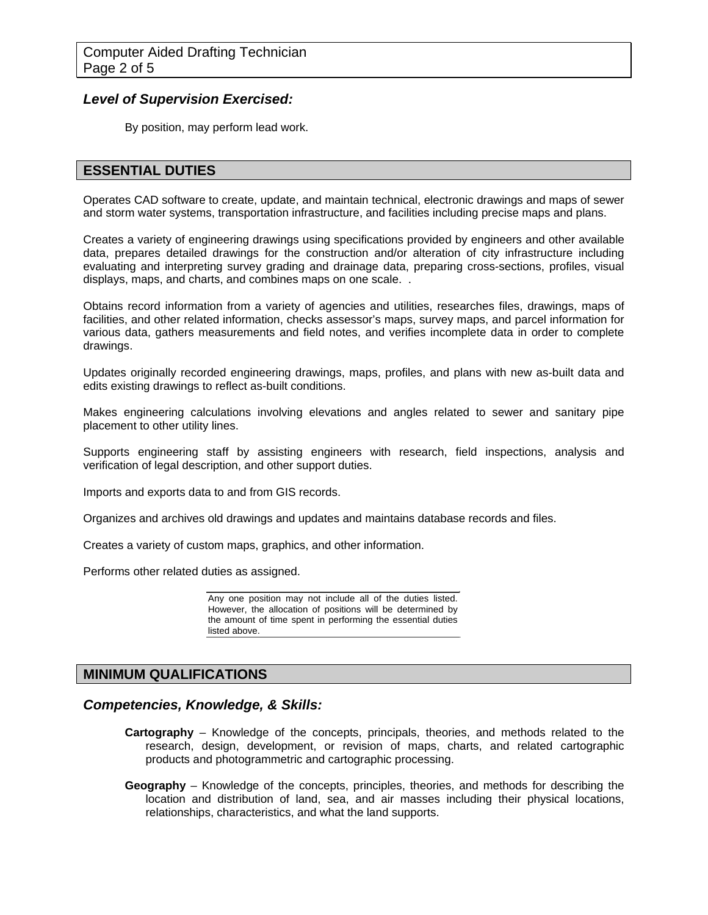### *Level of Supervision Exercised:*

By position, may perform lead work.

## ESSENTIAL DUTIES

Operates CAD software to create, update, and maintain technical, electronic drawings and maps of sewer and storm water systems, transportation infrastructure, and facilities including precise maps and plans.

Creates a variety of engineering drawings using specifications provided by engineers and other available data, prepares detailed drawings for the construction and/or alteration of city infrastructure including evaluating and interpreting survey grading and drainage data, preparing cross-sections, profiles, visual displays, maps, and charts, and combines maps on one scale. .

Obtains record information from a variety of agencies and utilities, researches files, drawings, maps of facilities, and other related information, checks assessor's maps, survey maps, and parcel information for various data, gathers measurements and field notes, and verifies incomplete data in order to complete drawings.

Updates originally recorded engineering drawings, maps, profiles, and plans with new as-built data and edits existing drawings to reflect as-built conditions.

Makes engineering calculations involving elevations and angles related to sewer and sanitary pipe placement to other utility lines.

Supports engineering staff by assisting engineers with research, field inspections, analysis and verification of legal description, and other support duties.

Imports and exports data to and from GIS records.

Organizes and archives old drawings and updates and maintains database records and files.

Creates a variety of custom maps, graphics, and other information.

Performs other related duties as assigned.

Any one position may not include all of the duties listed. However, the allocation of positions will be determined by the amount of time spent in performing the essential duties listed above.

## MINIMUM QUALIFICATIONS

### *Competencies, Knowledge, & Skills:*

**Cartography** – Knowledge of the concepts, principals, theories, and methods related to the research, design, development, or revision of maps, charts, and related cartographic products and photogrammetric and cartographic processing.

**Geography** – Knowledge of the concepts, principles, theories, and methods for describing the location and distribution of land, sea, and air masses including their physical locations, relationships, characteristics, and what the land supports.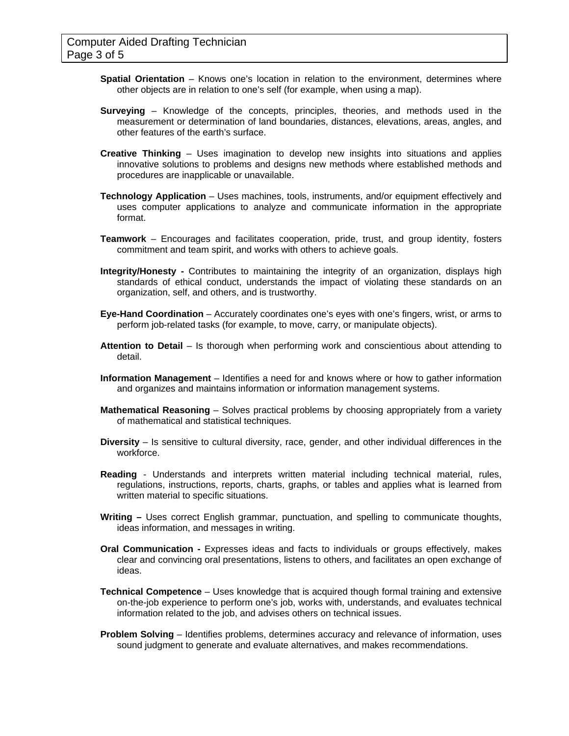**Spatial Orientation** – Knows one's location in relation to the environment, determines where other objects are in relation to one's self (for example, when using a map).

**Surveying** – Knowledge of the concepts, principles, theories, and methods used in the measurement or determination of land boundaries, distances, elevations, areas, angles, and other features of the earth's surface.

**Creative Thinking** – Uses imagination to develop new insights into situations and applies innovative solutions to problems and designs new methods where established methods and procedures are inapplicable or unavailable.

**Technology Application** – Uses machines, tools, instruments, and/or equipment effectively and uses computer applications to analyze and communicate information in the appropriate format.

**Teamwork** – Encourages and facilitates cooperation, pride, trust, and group identity, fosters commitment and team spirit, and works with others to achieve goals.

**Integrity/Honesty -** Contributes to maintaining the integrity of an organization, displays high standards of ethical conduct, understands the impact of violating these standards on an organization, self, and others, and is trustworthy.

**Eye-Hand Coordination** – Accurately coordinates one's eyes with one's fingers, wrist, or arms to perform job-related tasks (for example, to move, carry, or manipulate objects).

**Attention to Detail** – Is thorough when performing work and conscientious about attending to detail.

**Information Management** – Identifies a need for and knows where or how to gather information and organizes and maintains information or information management systems.

**Mathematical Reasoning** – Solves practical problems by choosing appropriately from a variety of mathematical and statistical techniques.

**Diversity** – Is sensitive to cultural diversity, race, gender, and other individual differences in the workforce.

**Reading** - Understands and interprets written material including technical material, rules, regulations, instructions, reports, charts, graphs, or tables and applies what is learned from written material to specific situations.

**Writing –** Uses correct English grammar, punctuation, and spelling to communicate thoughts, ideas information, and messages in writing.

**Oral Communication -** Expresses ideas and facts to individuals or groups effectively, makes clear and convincing oral presentations, listens to others, and facilitates an open exchange of ideas.

**Technical Competence** – Uses knowledge that is acquired though formal training and extensive on-the-job experience to perform one's job, works with, understands, and evaluates technical information related to the job, and advises others on technical issues.

**Problem Solving** – Identifies problems, determines accuracy and relevance of information, uses sound judgment to generate and evaluate alternatives, and makes recommendations.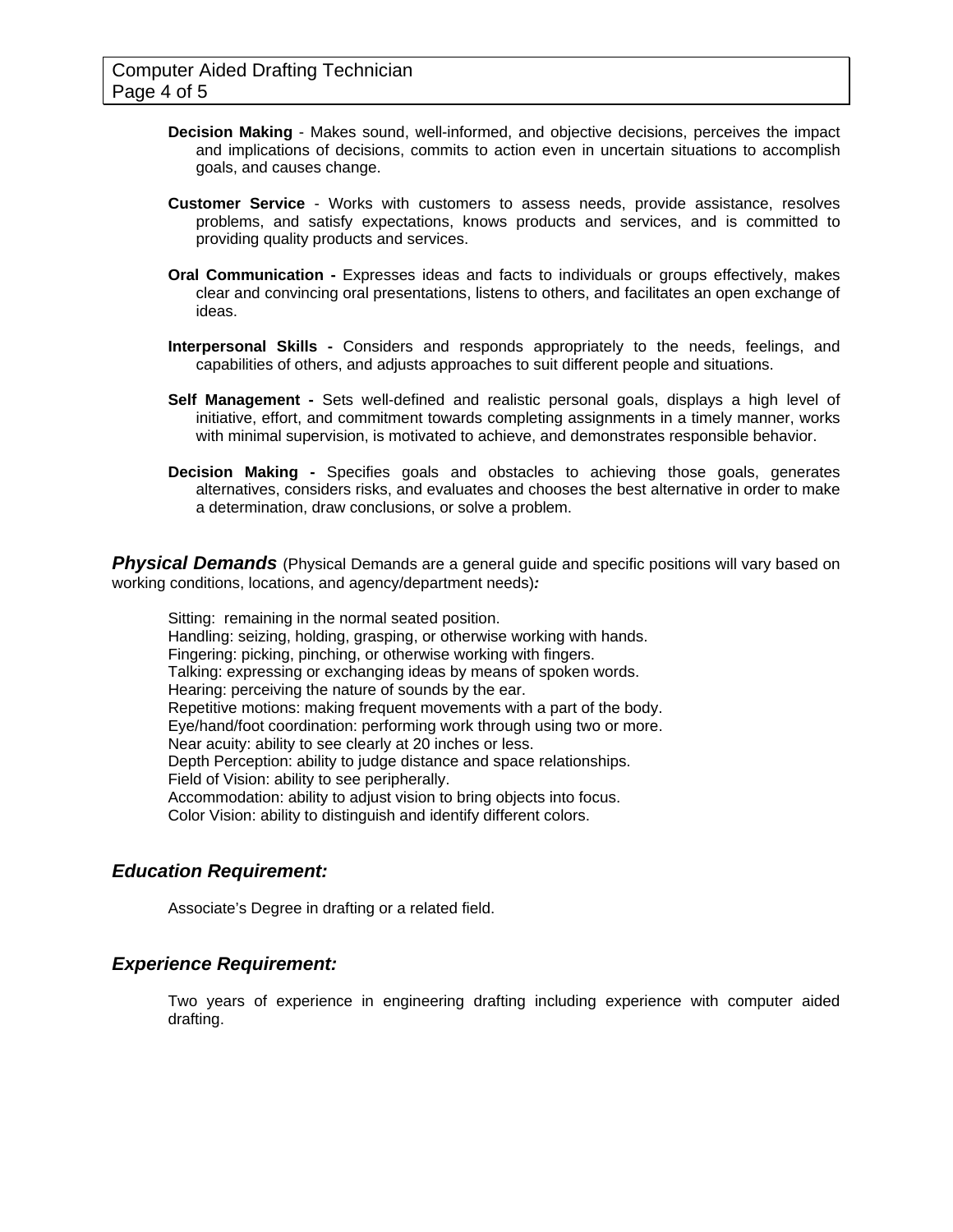**Decision Making** - Makes sound, well-informed, and objective decisions, perceives the impact and implications of decisions, commits to action even in uncertain situations to accomplish goals, and causes change.

**Customer Service** - Works with customers to assess needs, provide assistance, resolves problems, and satisfy expectations, knows products and services, and is committed to providing quality products and services.

**Oral Communication -** Expresses ideas and facts to individuals or groups effectively, makes clear and convincing oral presentations, listens to others, and facilitates an open exchange of ideas.

**Interpersonal Skills -** Considers and responds appropriately to the needs, feelings, and capabilities of others, and adjusts approaches to suit different people and situations.

**Self Management -** Sets well-defined and realistic personal goals, displays a high level of initiative, effort, and commitment towards completing assignments in a timely manner, works with minimal supervision, is motivated to achieve, and demonstrates responsible behavior.

**Decision Making -** Specifies goals and obstacles to achieving those goals, generates alternatives, considers risks, and evaluates and chooses the best alternative in order to make a determination, draw conclusions, or solve a problem.

## ***Physical Demands*** (Physical Demands are a general guide and specific positions will vary based on working conditions, locations, and agency/department needs)***:***

Sitting: remaining in the normal seated position.
Handling: seizing, holding, grasping, or otherwise working with hands.
Fingering: picking, pinching, or otherwise working with fingers.
Talking: expressing or exchanging ideas by means of spoken words.
Hearing: perceiving the nature of sounds by the ear.
Repetitive motions: making frequent movements with a part of the body.
Eye/hand/foot coordination: performing work through using two or more.
Near acuity: ability to see clearly at 20 inches or less.
Depth Perception: ability to judge distance and space relationships.
Field of Vision: ability to see peripherally.
Accommodation: ability to adjust vision to bring objects into focus.
Color Vision: ability to distinguish and identify different colors.

## ***Education Requirement:***

Associate's Degree in drafting or a related field.

## ***Experience Requirement:***

Two years of experience in engineering drafting including experience with computer aided drafting.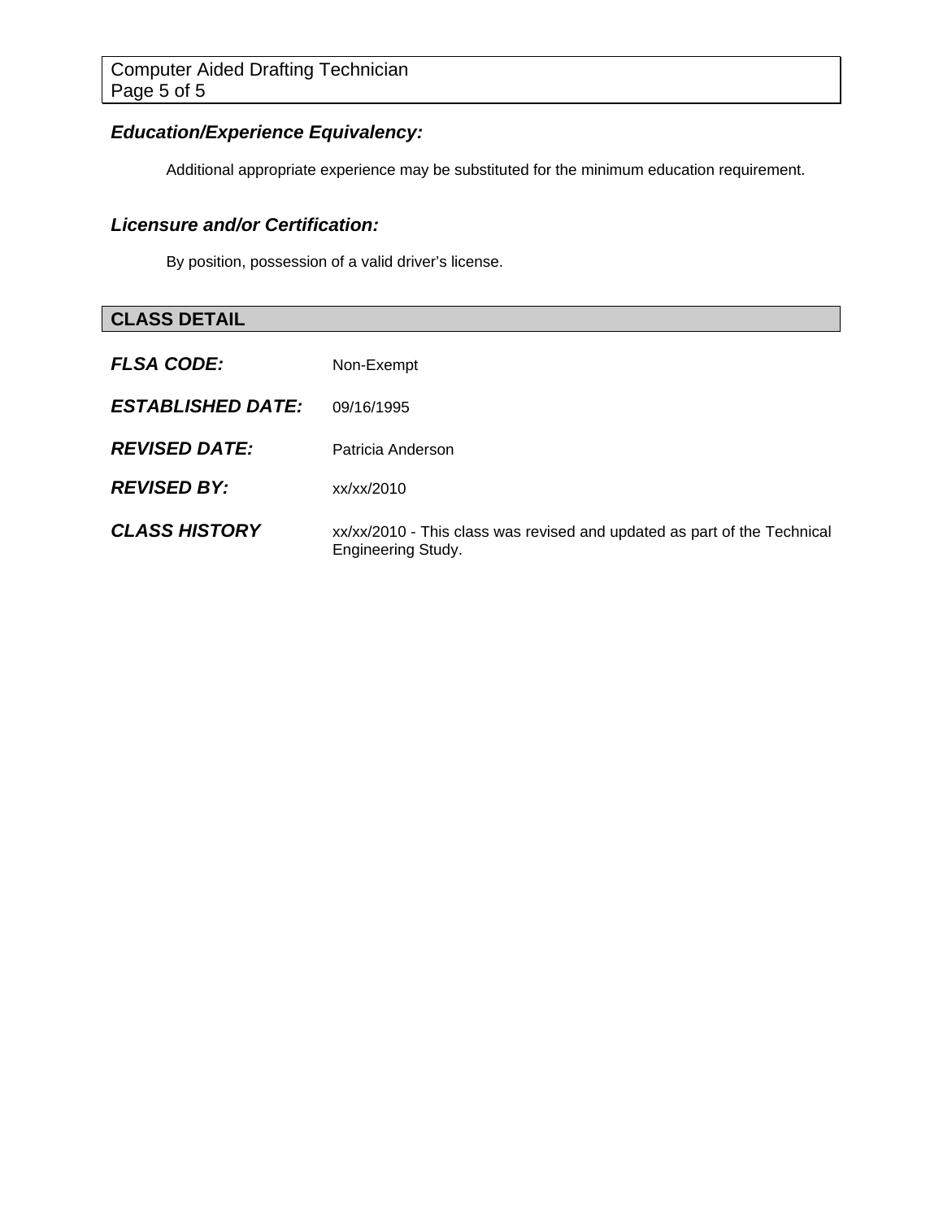### *Education/Experience Equivalency:*

Additional appropriate experience may be substituted for the minimum education requirement.

### *Licensure and/or Certification:*

By position, possession of a valid driver's license.

## CLASS DETAIL

| | |
|---|---|
| ***FLSA CODE:*** | Non-Exempt |
| ***ESTABLISHED DATE:*** | 09/16/1995 |
| ***REVISED DATE:*** | Patricia Anderson |
| ***REVISED BY:*** | xx/xx/2010 |
| ***CLASS HISTORY*** | xx/xx/2010 - This class was revised and updated as part of the Technical Engineering Study. |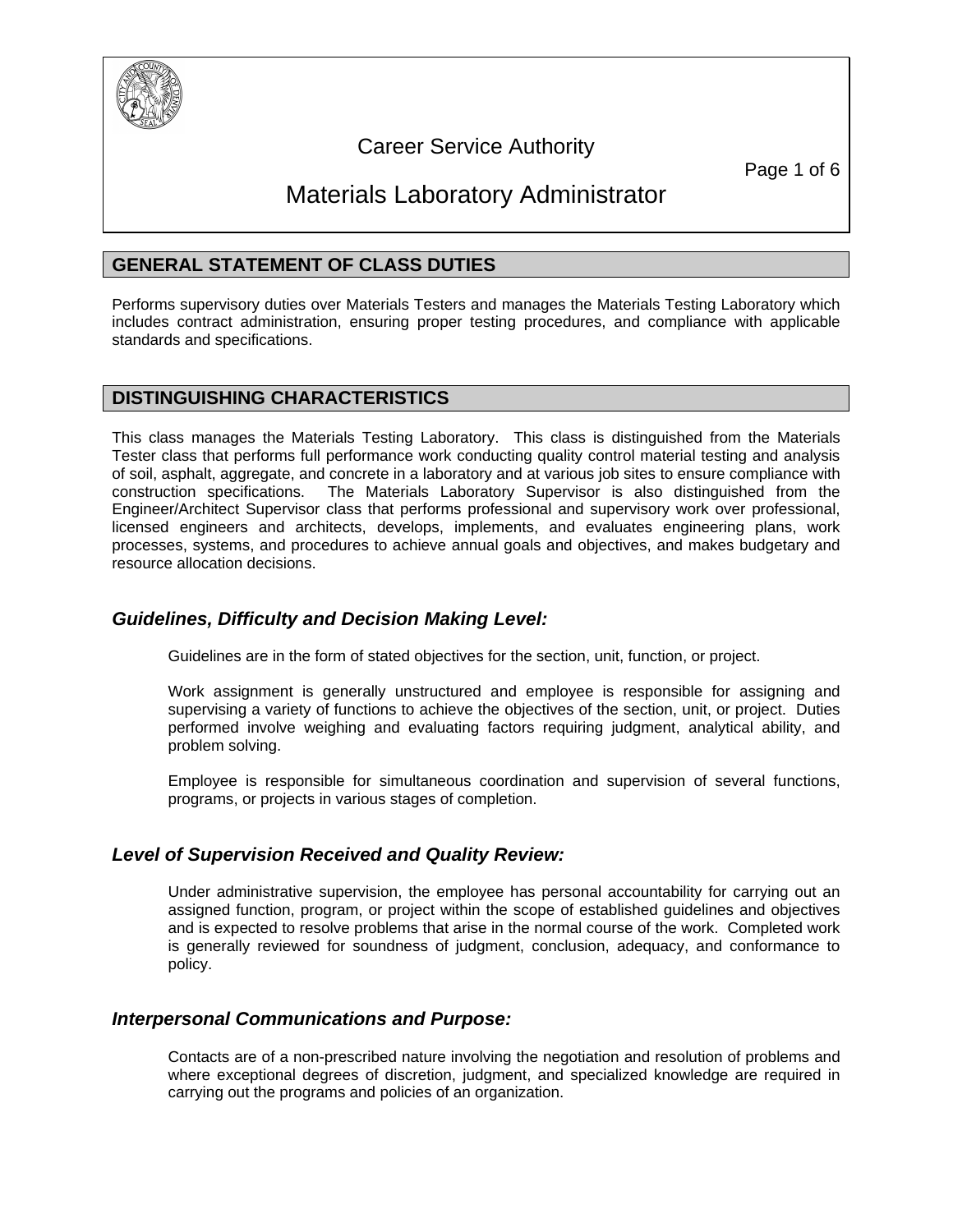Career Service Authority

# Materials Laboratory Administrator

## GENERAL STATEMENT OF CLASS DUTIES

Performs supervisory duties over Materials Testers and manages the Materials Testing Laboratory which includes contract administration, ensuring proper testing procedures, and compliance with applicable standards and specifications.

## DISTINGUISHING CHARACTERISTICS

This class manages the Materials Testing Laboratory. This class is distinguished from the Materials Tester class that performs full performance work conducting quality control material testing and analysis of soil, asphalt, aggregate, and concrete in a laboratory and at various job sites to ensure compliance with construction specifications. The Materials Laboratory Supervisor is also distinguished from the Engineer/Architect Supervisor class that performs professional and supervisory work over professional, licensed engineers and architects, develops, implements, and evaluates engineering plans, work processes, systems, and procedures to achieve annual goals and objectives, and makes budgetary and resource allocation decisions.

### *Guidelines, Difficulty and Decision Making Level:*

Guidelines are in the form of stated objectives for the section, unit, function, or project.

Work assignment is generally unstructured and employee is responsible for assigning and supervising a variety of functions to achieve the objectives of the section, unit, or project. Duties performed involve weighing and evaluating factors requiring judgment, analytical ability, and problem solving.

Employee is responsible for simultaneous coordination and supervision of several functions, programs, or projects in various stages of completion.

### *Level of Supervision Received and Quality Review:*

Under administrative supervision, the employee has personal accountability for carrying out an assigned function, program, or project within the scope of established guidelines and objectives and is expected to resolve problems that arise in the normal course of the work. Completed work is generally reviewed for soundness of judgment, conclusion, adequacy, and conformance to policy.

### *Interpersonal Communications and Purpose:*

Contacts are of a non-prescribed nature involving the negotiation and resolution of problems and where exceptional degrees of discretion, judgment, and specialized knowledge are required in carrying out the programs and policies of an organization.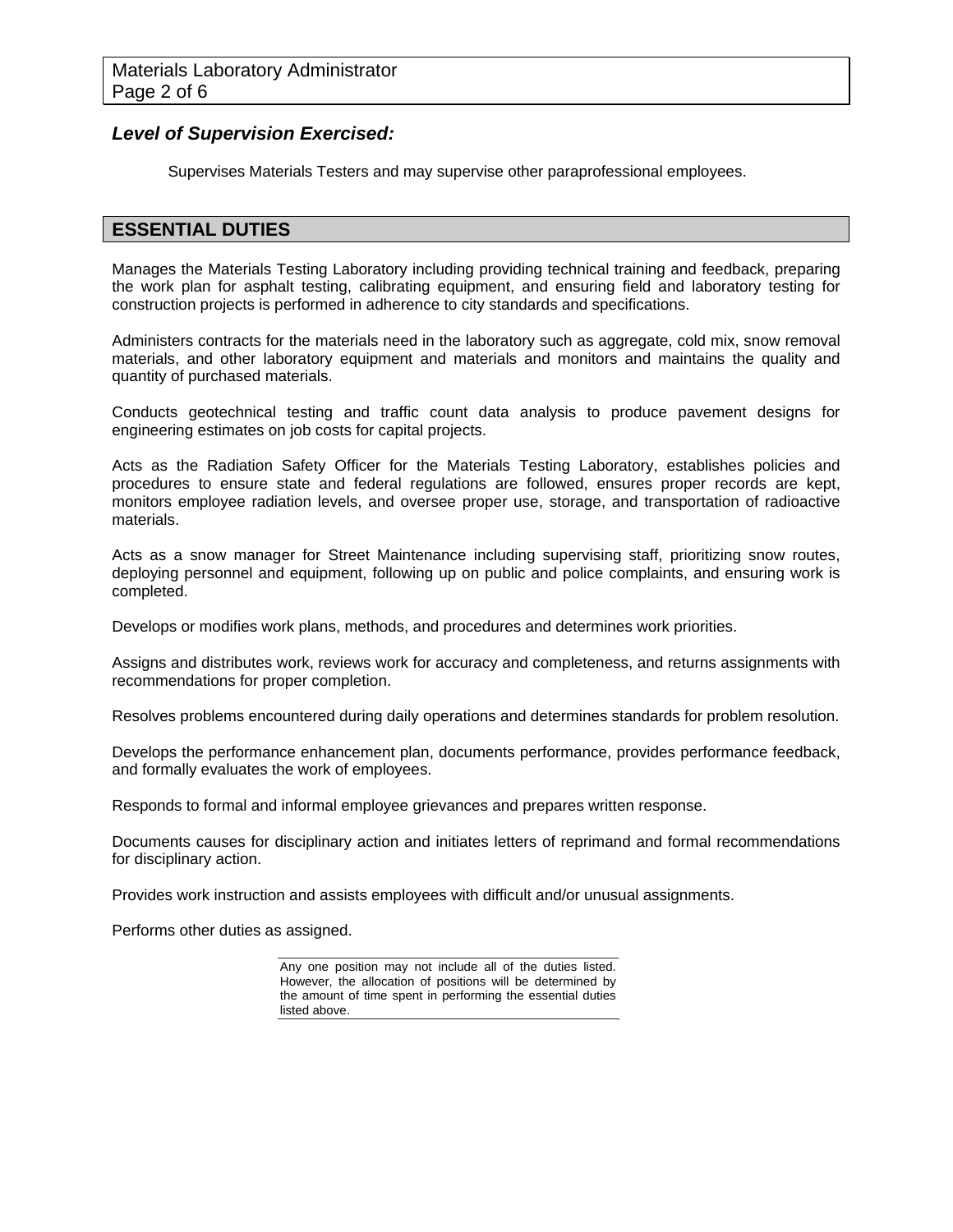### *Level of Supervision Exercised:*

Supervises Materials Testers and may supervise other paraprofessional employees.

## ESSENTIAL DUTIES

Manages the Materials Testing Laboratory including providing technical training and feedback, preparing the work plan for asphalt testing, calibrating equipment, and ensuring field and laboratory testing for construction projects is performed in adherence to city standards and specifications.

Administers contracts for the materials need in the laboratory such as aggregate, cold mix, snow removal materials, and other laboratory equipment and materials and monitors and maintains the quality and quantity of purchased materials.

Conducts geotechnical testing and traffic count data analysis to produce pavement designs for engineering estimates on job costs for capital projects.

Acts as the Radiation Safety Officer for the Materials Testing Laboratory, establishes policies and procedures to ensure state and federal regulations are followed, ensures proper records are kept, monitors employee radiation levels, and oversee proper use, storage, and transportation of radioactive materials.

Acts as a snow manager for Street Maintenance including supervising staff, prioritizing snow routes, deploying personnel and equipment, following up on public and police complaints, and ensuring work is completed.

Develops or modifies work plans, methods, and procedures and determines work priorities.

Assigns and distributes work, reviews work for accuracy and completeness, and returns assignments with recommendations for proper completion.

Resolves problems encountered during daily operations and determines standards for problem resolution.

Develops the performance enhancement plan, documents performance, provides performance feedback, and formally evaluates the work of employees.

Responds to formal and informal employee grievances and prepares written response.

Documents causes for disciplinary action and initiates letters of reprimand and formal recommendations for disciplinary action.

Provides work instruction and assists employees with difficult and/or unusual assignments.

Performs other duties as assigned.

Any one position may not include all of the duties listed. However, the allocation of positions will be determined by the amount of time spent in performing the essential duties listed above.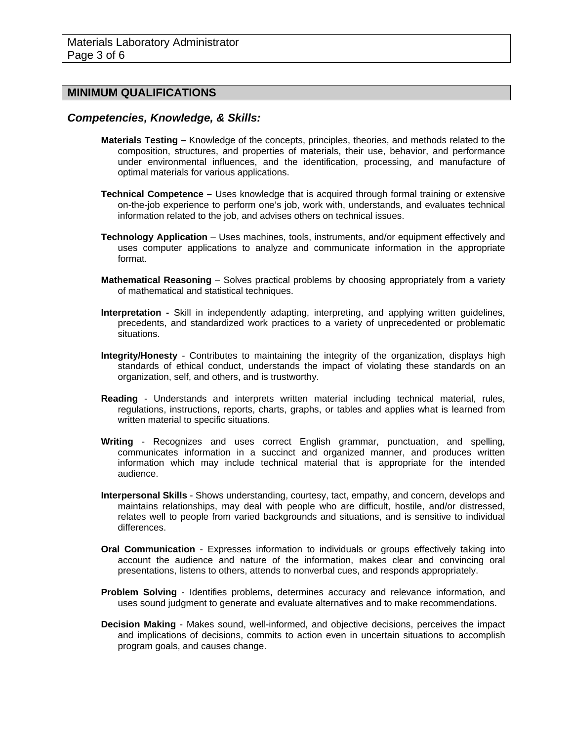## MINIMUM QUALIFICATIONS

### *Competencies, Knowledge, & Skills:*

**Materials Testing –** Knowledge of the concepts, principles, theories, and methods related to the composition, structures, and properties of materials, their use, behavior, and performance under environmental influences, and the identification, processing, and manufacture of optimal materials for various applications.

**Technical Competence –** Uses knowledge that is acquired through formal training or extensive on-the-job experience to perform one's job, work with, understands, and evaluates technical information related to the job, and advises others on technical issues.

**Technology Application** – Uses machines, tools, instruments, and/or equipment effectively and uses computer applications to analyze and communicate information in the appropriate format.

**Mathematical Reasoning** – Solves practical problems by choosing appropriately from a variety of mathematical and statistical techniques.

**Interpretation -** Skill in independently adapting, interpreting, and applying written guidelines, precedents, and standardized work practices to a variety of unprecedented or problematic situations.

**Integrity/Honesty** - Contributes to maintaining the integrity of the organization, displays high standards of ethical conduct, understands the impact of violating these standards on an organization, self, and others, and is trustworthy.

**Reading** - Understands and interprets written material including technical material, rules, regulations, instructions, reports, charts, graphs, or tables and applies what is learned from written material to specific situations.

**Writing** - Recognizes and uses correct English grammar, punctuation, and spelling, communicates information in a succinct and organized manner, and produces written information which may include technical material that is appropriate for the intended audience.

**Interpersonal Skills** - Shows understanding, courtesy, tact, empathy, and concern, develops and maintains relationships, may deal with people who are difficult, hostile, and/or distressed, relates well to people from varied backgrounds and situations, and is sensitive to individual differences.

**Oral Communication** - Expresses information to individuals or groups effectively taking into account the audience and nature of the information, makes clear and convincing oral presentations, listens to others, attends to nonverbal cues, and responds appropriately.

**Problem Solving** - Identifies problems, determines accuracy and relevance information, and uses sound judgment to generate and evaluate alternatives and to make recommendations.

**Decision Making** - Makes sound, well-informed, and objective decisions, perceives the impact and implications of decisions, commits to action even in uncertain situations to accomplish program goals, and causes change.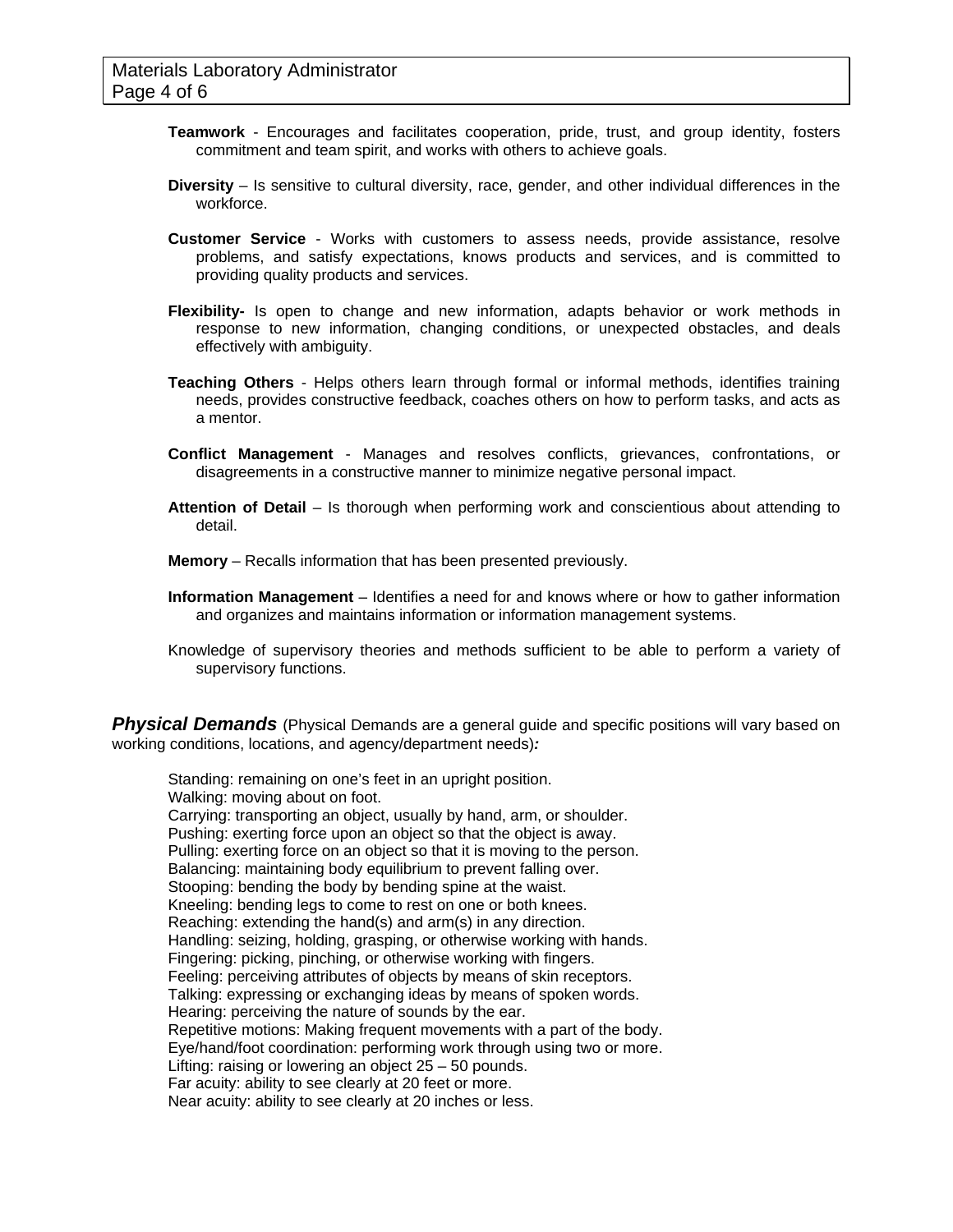**Teamwork** - Encourages and facilitates cooperation, pride, trust, and group identity, fosters commitment and team spirit, and works with others to achieve goals.

**Diversity** – Is sensitive to cultural diversity, race, gender, and other individual differences in the workforce.

**Customer Service** - Works with customers to assess needs, provide assistance, resolve problems, and satisfy expectations, knows products and services, and is committed to providing quality products and services.

**Flexibility-** Is open to change and new information, adapts behavior or work methods in response to new information, changing conditions, or unexpected obstacles, and deals effectively with ambiguity.

**Teaching Others** - Helps others learn through formal or informal methods, identifies training needs, provides constructive feedback, coaches others on how to perform tasks, and acts as a mentor.

**Conflict Management** - Manages and resolves conflicts, grievances, confrontations, or disagreements in a constructive manner to minimize negative personal impact.

**Attention of Detail** – Is thorough when performing work and conscientious about attending to detail.

**Memory** – Recalls information that has been presented previously.

**Information Management** – Identifies a need for and knows where or how to gather information and organizes and maintains information or information management systems.

Knowledge of supervisory theories and methods sufficient to be able to perform a variety of supervisory functions.

***Physical Demands*** (Physical Demands are a general guide and specific positions will vary based on working conditions, locations, and agency/department needs)***:***

Standing: remaining on one's feet in an upright position.
Walking: moving about on foot.
Carrying: transporting an object, usually by hand, arm, or shoulder.
Pushing: exerting force upon an object so that the object is away.
Pulling: exerting force on an object so that it is moving to the person.
Balancing: maintaining body equilibrium to prevent falling over.
Stooping: bending the body by bending spine at the waist.
Kneeling: bending legs to come to rest on one or both knees.
Reaching: extending the hand(s) and arm(s) in any direction.
Handling: seizing, holding, grasping, or otherwise working with hands.
Fingering: picking, pinching, or otherwise working with fingers.
Feeling: perceiving attributes of objects by means of skin receptors.
Talking: expressing or exchanging ideas by means of spoken words.
Hearing: perceiving the nature of sounds by the ear.
Repetitive motions: Making frequent movements with a part of the body.
Eye/hand/foot coordination: performing work through using two or more.
Lifting: raising or lowering an object 25 – 50 pounds.
Far acuity: ability to see clearly at 20 feet or more.
Near acuity: ability to see clearly at 20 inches or less.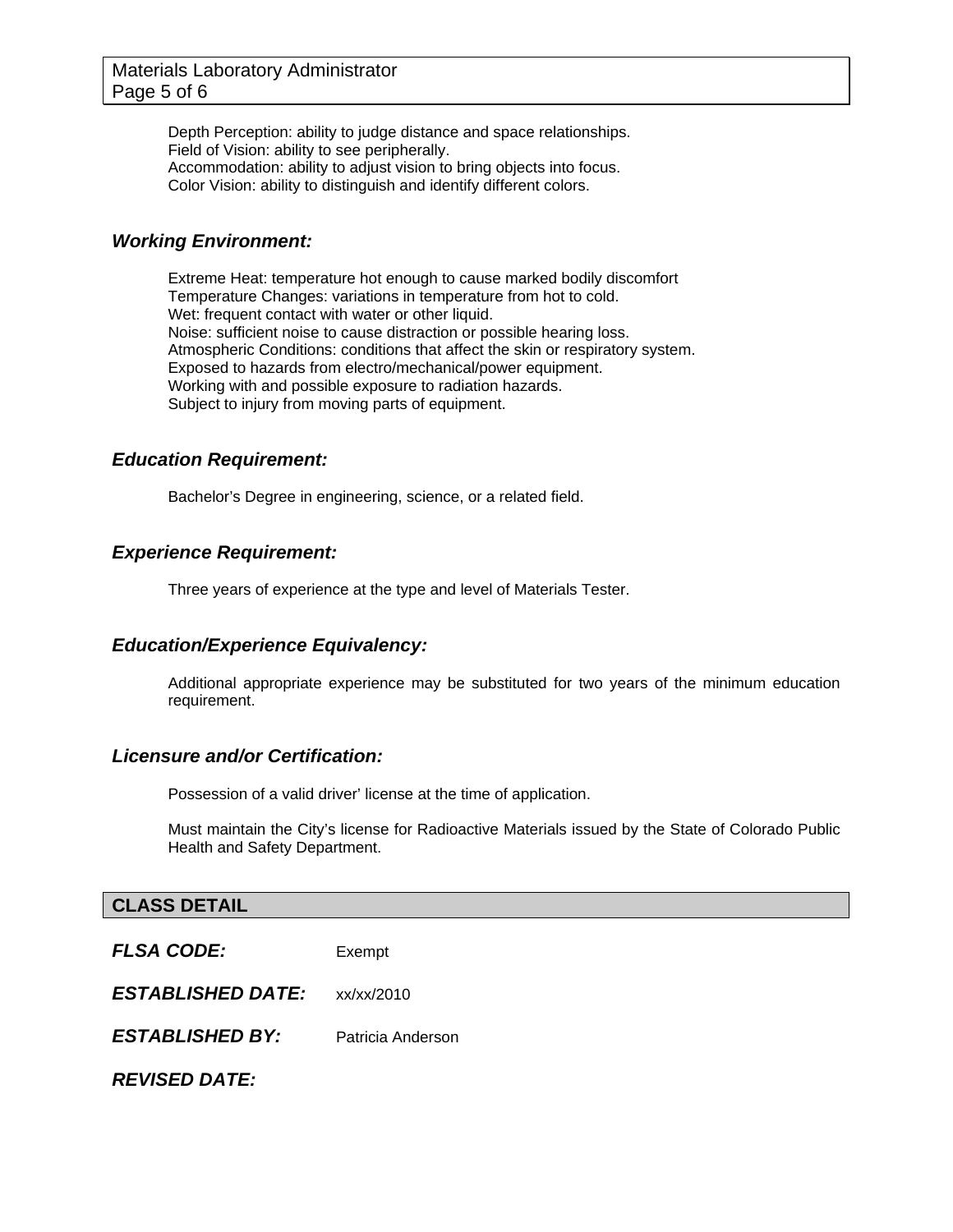Depth Perception: ability to judge distance and space relationships.
Field of Vision: ability to see peripherally.
Accommodation: ability to adjust vision to bring objects into focus.
Color Vision: ability to distinguish and identify different colors.

### *Working Environment:*

Extreme Heat: temperature hot enough to cause marked bodily discomfort
Temperature Changes: variations in temperature from hot to cold.
Wet: frequent contact with water or other liquid.
Noise: sufficient noise to cause distraction or possible hearing loss.
Atmospheric Conditions: conditions that affect the skin or respiratory system.
Exposed to hazards from electro/mechanical/power equipment.
Working with and possible exposure to radiation hazards.
Subject to injury from moving parts of equipment.

### *Education Requirement:*

Bachelor's Degree in engineering, science, or a related field.

### *Experience Requirement:*

Three years of experience at the type and level of Materials Tester.

### *Education/Experience Equivalency:*

Additional appropriate experience may be substituted for two years of the minimum education requirement.

### *Licensure and/or Certification:*

Possession of a valid driver' license at the time of application.

Must maintain the City's license for Radioactive Materials issued by the State of Colorado Public Health and Safety Department.

## CLASS DETAIL

***FLSA CODE:*** Exempt

***ESTABLISHED DATE:*** xx/xx/2010

***ESTABLISHED BY:*** Patricia Anderson

***REVISED DATE:***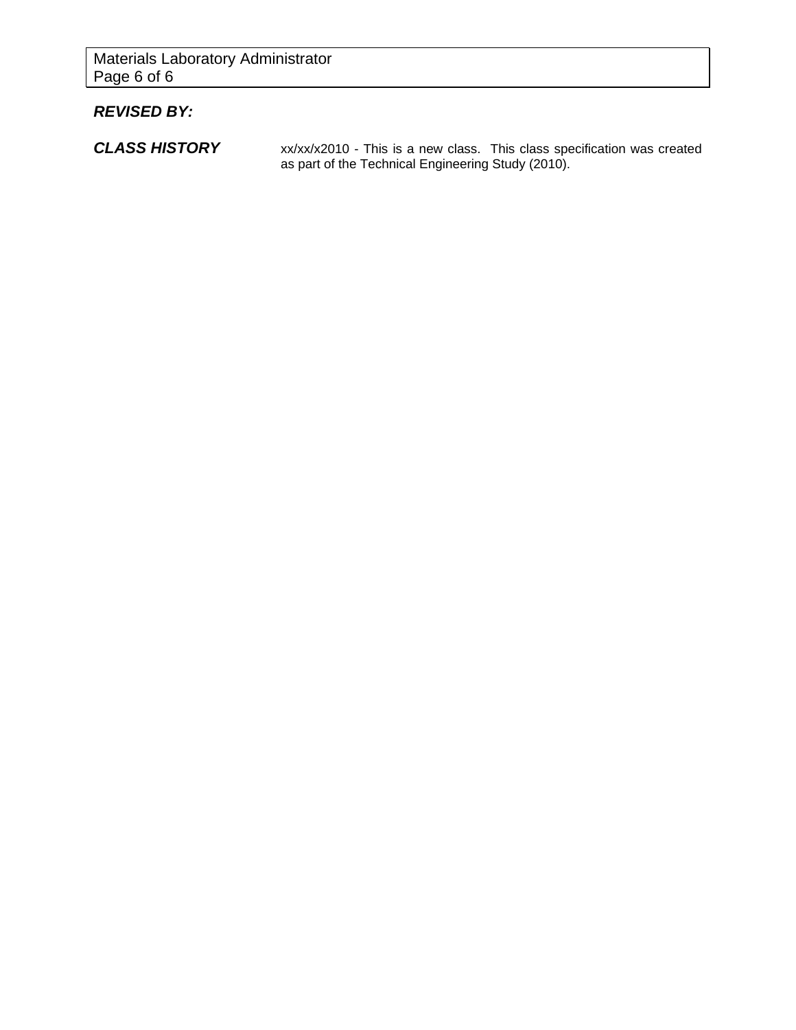***REVISED BY:***

***CLASS HISTORY*** xx/xx/x2010 - This is a new class. This class specification was created as part of the Technical Engineering Study (2010).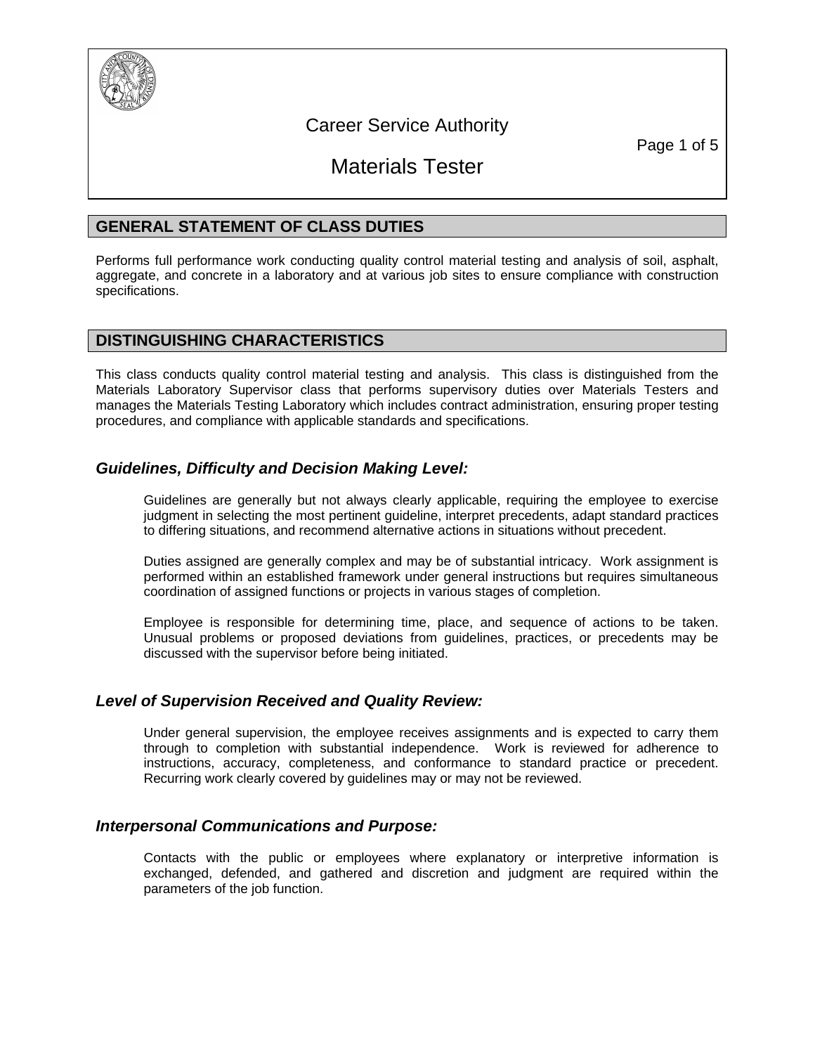# Career Service Authority

# Materials Tester

## GENERAL STATEMENT OF CLASS DUTIES

Performs full performance work conducting quality control material testing and analysis of soil, asphalt, aggregate, and concrete in a laboratory and at various job sites to ensure compliance with construction specifications.

## DISTINGUISHING CHARACTERISTICS

This class conducts quality control material testing and analysis. This class is distinguished from the Materials Laboratory Supervisor class that performs supervisory duties over Materials Testers and manages the Materials Testing Laboratory which includes contract administration, ensuring proper testing procedures, and compliance with applicable standards and specifications.

### *Guidelines, Difficulty and Decision Making Level:*

Guidelines are generally but not always clearly applicable, requiring the employee to exercise judgment in selecting the most pertinent guideline, interpret precedents, adapt standard practices to differing situations, and recommend alternative actions in situations without precedent.

Duties assigned are generally complex and may be of substantial intricacy. Work assignment is performed within an established framework under general instructions but requires simultaneous coordination of assigned functions or projects in various stages of completion.

Employee is responsible for determining time, place, and sequence of actions to be taken. Unusual problems or proposed deviations from guidelines, practices, or precedents may be discussed with the supervisor before being initiated.

### *Level of Supervision Received and Quality Review:*

Under general supervision, the employee receives assignments and is expected to carry them through to completion with substantial independence. Work is reviewed for adherence to instructions, accuracy, completeness, and conformance to standard practice or precedent. Recurring work clearly covered by guidelines may or may not be reviewed.

### *Interpersonal Communications and Purpose:*

Contacts with the public or employees where explanatory or interpretive information is exchanged, defended, and gathered and discretion and judgment are required within the parameters of the job function.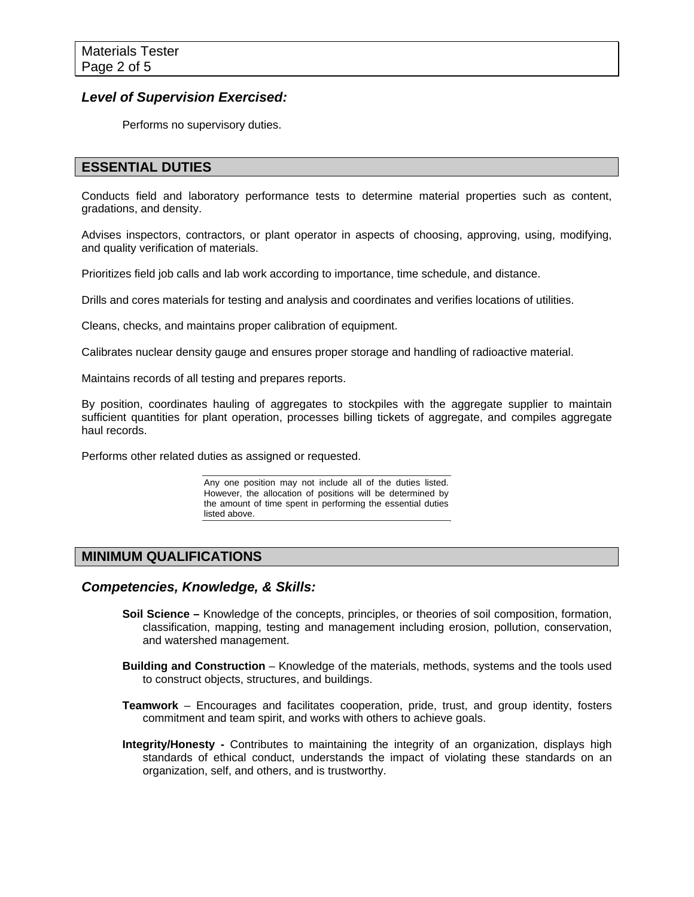### *Level of Supervision Exercised:*

Performs no supervisory duties.

## ESSENTIAL DUTIES

Conducts field and laboratory performance tests to determine material properties such as content, gradations, and density.

Advises inspectors, contractors, or plant operator in aspects of choosing, approving, using, modifying, and quality verification of materials.

Prioritizes field job calls and lab work according to importance, time schedule, and distance.

Drills and cores materials for testing and analysis and coordinates and verifies locations of utilities.

Cleans, checks, and maintains proper calibration of equipment.

Calibrates nuclear density gauge and ensures proper storage and handling of radioactive material.

Maintains records of all testing and prepares reports.

By position, coordinates hauling of aggregates to stockpiles with the aggregate supplier to maintain sufficient quantities for plant operation, processes billing tickets of aggregate, and compiles aggregate haul records.

Performs other related duties as assigned or requested.

> Any one position may not include all of the duties listed. However, the allocation of positions will be determined by the amount of time spent in performing the essential duties listed above.

## MINIMUM QUALIFICATIONS

### *Competencies, Knowledge, & Skills:*

**Soil Science –** Knowledge of the concepts, principles, or theories of soil composition, formation, classification, mapping, testing and management including erosion, pollution, conservation, and watershed management.

**Building and Construction** – Knowledge of the materials, methods, systems and the tools used to construct objects, structures, and buildings.

**Teamwork** – Encourages and facilitates cooperation, pride, trust, and group identity, fosters commitment and team spirit, and works with others to achieve goals.

**Integrity/Honesty -** Contributes to maintaining the integrity of an organization, displays high standards of ethical conduct, understands the impact of violating these standards on an organization, self, and others, and is trustworthy.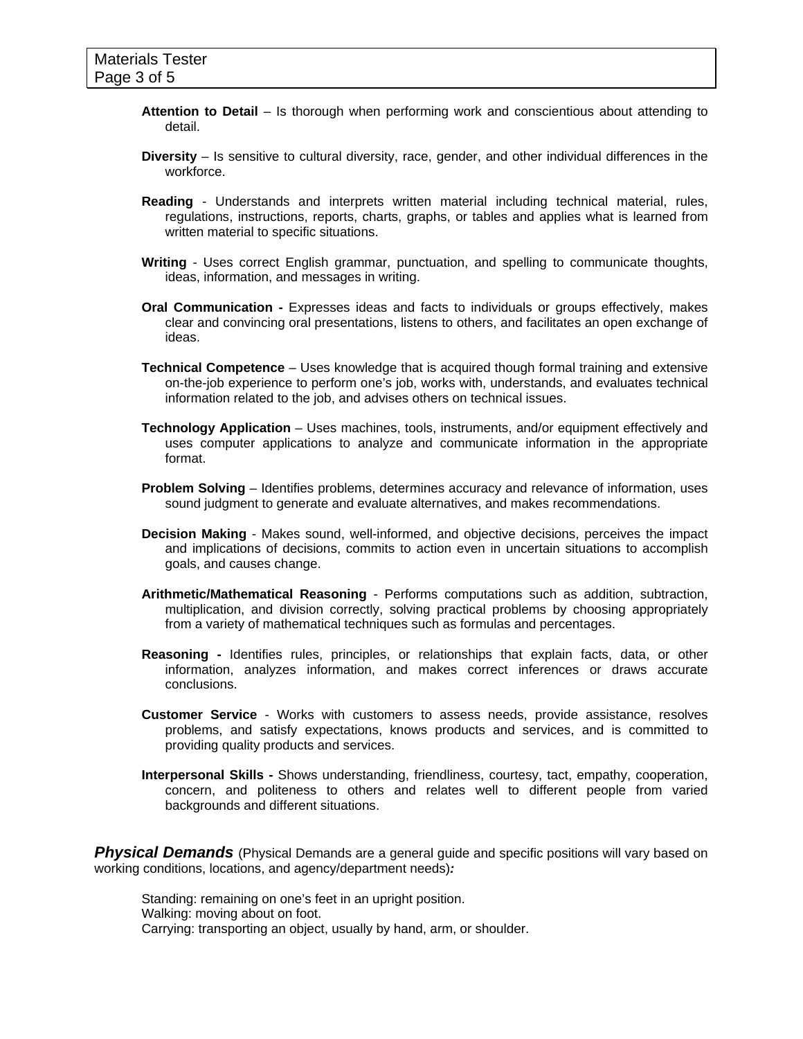**Attention to Detail** – Is thorough when performing work and conscientious about attending to detail.

**Diversity** – Is sensitive to cultural diversity, race, gender, and other individual differences in the workforce.

**Reading** - Understands and interprets written material including technical material, rules, regulations, instructions, reports, charts, graphs, or tables and applies what is learned from written material to specific situations.

**Writing** - Uses correct English grammar, punctuation, and spelling to communicate thoughts, ideas, information, and messages in writing.

**Oral Communication -** Expresses ideas and facts to individuals or groups effectively, makes clear and convincing oral presentations, listens to others, and facilitates an open exchange of ideas.

**Technical Competence** – Uses knowledge that is acquired though formal training and extensive on-the-job experience to perform one's job, works with, understands, and evaluates technical information related to the job, and advises others on technical issues.

**Technology Application** – Uses machines, tools, instruments, and/or equipment effectively and uses computer applications to analyze and communicate information in the appropriate format.

**Problem Solving** – Identifies problems, determines accuracy and relevance of information, uses sound judgment to generate and evaluate alternatives, and makes recommendations.

**Decision Making** - Makes sound, well-informed, and objective decisions, perceives the impact and implications of decisions, commits to action even in uncertain situations to accomplish goals, and causes change.

**Arithmetic/Mathematical Reasoning** - Performs computations such as addition, subtraction, multiplication, and division correctly, solving practical problems by choosing appropriately from a variety of mathematical techniques such as formulas and percentages.

**Reasoning -** Identifies rules, principles, or relationships that explain facts, data, or other information, analyzes information, and makes correct inferences or draws accurate conclusions.

**Customer Service** - Works with customers to assess needs, provide assistance, resolves problems, and satisfy expectations, knows products and services, and is committed to providing quality products and services.

**Interpersonal Skills -** Shows understanding, friendliness, courtesy, tact, empathy, cooperation, concern, and politeness to others and relates well to different people from varied backgrounds and different situations.

***Physical Demands*** (Physical Demands are a general guide and specific positions will vary based on working conditions, locations, and agency/department needs)***:***

Standing: remaining on one's feet in an upright position.
Walking: moving about on foot.
Carrying: transporting an object, usually by hand, arm, or shoulder.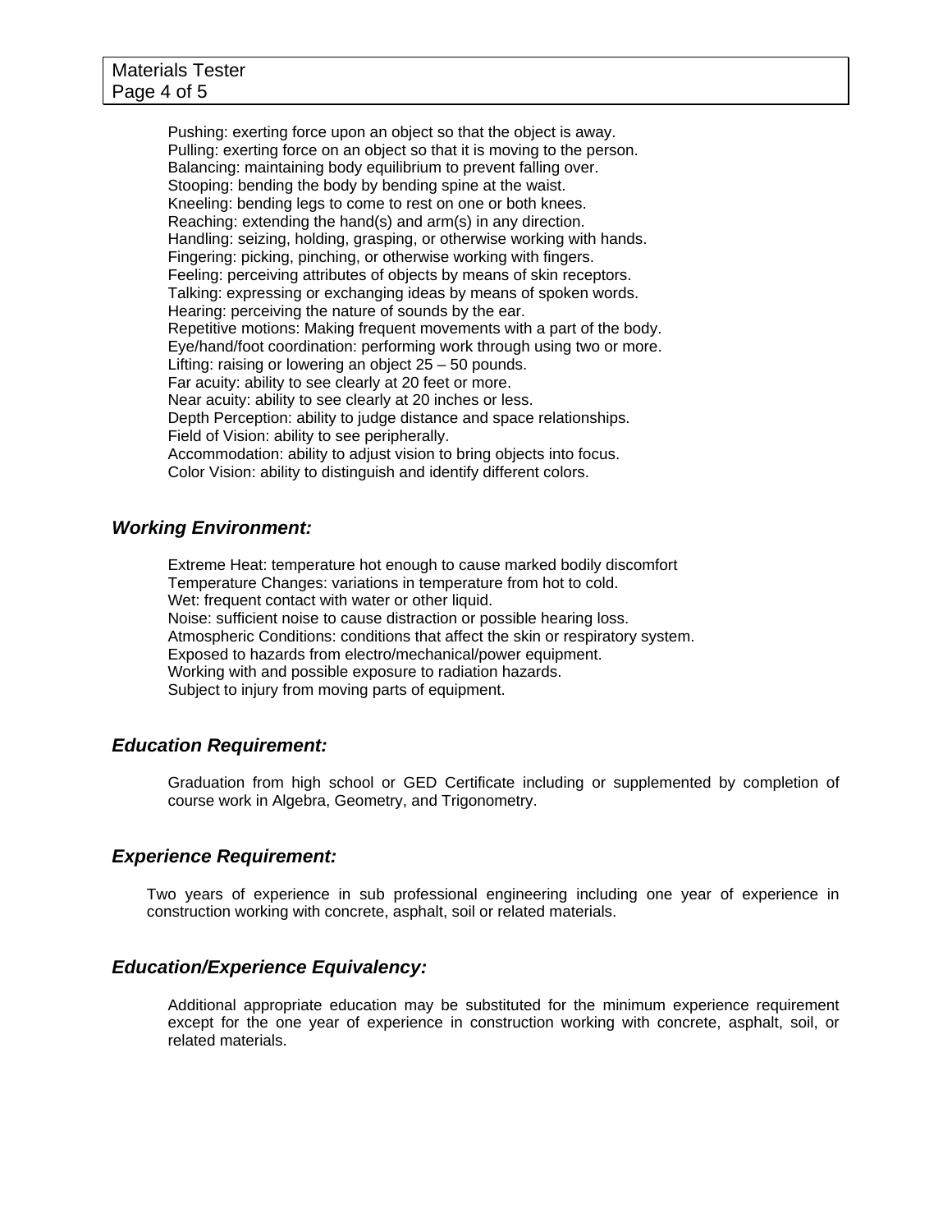Pushing: exerting force upon an object so that the object is away.
Pulling: exerting force on an object so that it is moving to the person.
Balancing: maintaining body equilibrium to prevent falling over.
Stooping: bending the body by bending spine at the waist.
Kneeling: bending legs to come to rest on one or both knees.
Reaching: extending the hand(s) and arm(s) in any direction.
Handling: seizing, holding, grasping, or otherwise working with hands.
Fingering: picking, pinching, or otherwise working with fingers.
Feeling: perceiving attributes of objects by means of skin receptors.
Talking: expressing or exchanging ideas by means of spoken words.
Hearing: perceiving the nature of sounds by the ear.
Repetitive motions: Making frequent movements with a part of the body.
Eye/hand/foot coordination: performing work through using two or more.
Lifting: raising or lowering an object 25 – 50 pounds.
Far acuity: ability to see clearly at 20 feet or more.
Near acuity: ability to see clearly at 20 inches or less.
Depth Perception: ability to judge distance and space relationships.
Field of Vision: ability to see peripherally.
Accommodation: ability to adjust vision to bring objects into focus.
Color Vision: ability to distinguish and identify different colors.

### *Working Environment:*

Extreme Heat: temperature hot enough to cause marked bodily discomfort
Temperature Changes: variations in temperature from hot to cold.
Wet: frequent contact with water or other liquid.
Noise: sufficient noise to cause distraction or possible hearing loss.
Atmospheric Conditions: conditions that affect the skin or respiratory system.
Exposed to hazards from electro/mechanical/power equipment.
Working with and possible exposure to radiation hazards.
Subject to injury from moving parts of equipment.

### *Education Requirement:*

Graduation from high school or GED Certificate including or supplemented by completion of course work in Algebra, Geometry, and Trigonometry.

### *Experience Requirement:*

Two years of experience in sub professional engineering including one year of experience in construction working with concrete, asphalt, soil or related materials.

### *Education/Experience Equivalency:*

Additional appropriate education may be substituted for the minimum experience requirement except for the one year of experience in construction working with concrete, asphalt, soil, or related materials.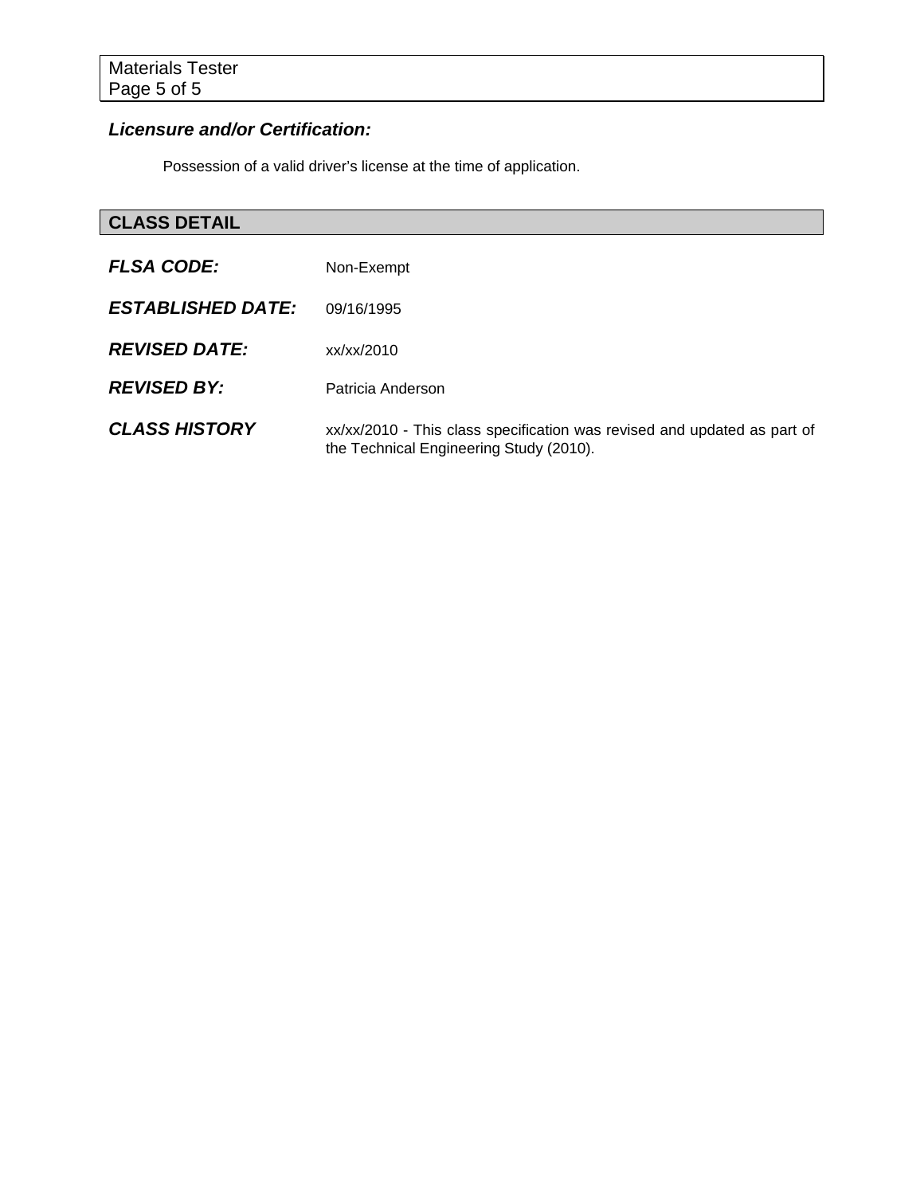### *Licensure and/or Certification:*

Possession of a valid driver's license at the time of application.

## CLASS DETAIL

***FLSA CODE:*** Non-Exempt

***ESTABLISHED DATE:*** 09/16/1995

***REVISED DATE:*** xx/xx/2010

***REVISED BY:*** Patricia Anderson

***CLASS HISTORY*** xx/xx/2010 - This class specification was revised and updated as part of the Technical Engineering Study (2010).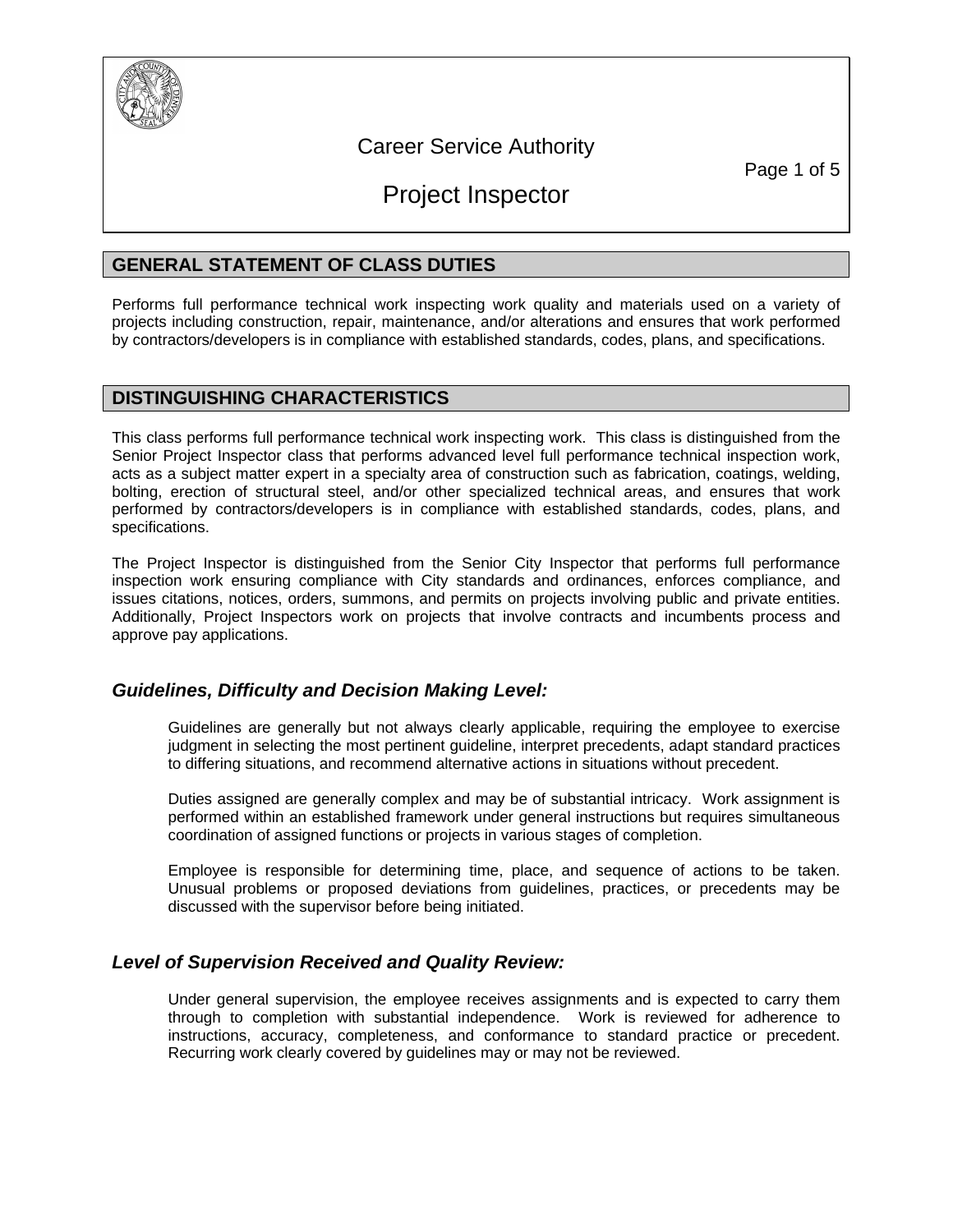Career Service Authority

# Project Inspector

## GENERAL STATEMENT OF CLASS DUTIES

Performs full performance technical work inspecting work quality and materials used on a variety of projects including construction, repair, maintenance, and/or alterations and ensures that work performed by contractors/developers is in compliance with established standards, codes, plans, and specifications.

## DISTINGUISHING CHARACTERISTICS

This class performs full performance technical work inspecting work. This class is distinguished from the Senior Project Inspector class that performs advanced level full performance technical inspection work, acts as a subject matter expert in a specialty area of construction such as fabrication, coatings, welding, bolting, erection of structural steel, and/or other specialized technical areas, and ensures that work performed by contractors/developers is in compliance with established standards, codes, plans, and specifications.

The Project Inspector is distinguished from the Senior City Inspector that performs full performance inspection work ensuring compliance with City standards and ordinances, enforces compliance, and issues citations, notices, orders, summons, and permits on projects involving public and private entities. Additionally, Project Inspectors work on projects that involve contracts and incumbents process and approve pay applications.

### *Guidelines, Difficulty and Decision Making Level:*

Guidelines are generally but not always clearly applicable, requiring the employee to exercise judgment in selecting the most pertinent guideline, interpret precedents, adapt standard practices to differing situations, and recommend alternative actions in situations without precedent.

Duties assigned are generally complex and may be of substantial intricacy. Work assignment is performed within an established framework under general instructions but requires simultaneous coordination of assigned functions or projects in various stages of completion.

Employee is responsible for determining time, place, and sequence of actions to be taken. Unusual problems or proposed deviations from guidelines, practices, or precedents may be discussed with the supervisor before being initiated.

### *Level of Supervision Received and Quality Review:*

Under general supervision, the employee receives assignments and is expected to carry them through to completion with substantial independence. Work is reviewed for adherence to instructions, accuracy, completeness, and conformance to standard practice or precedent. Recurring work clearly covered by guidelines may or may not be reviewed.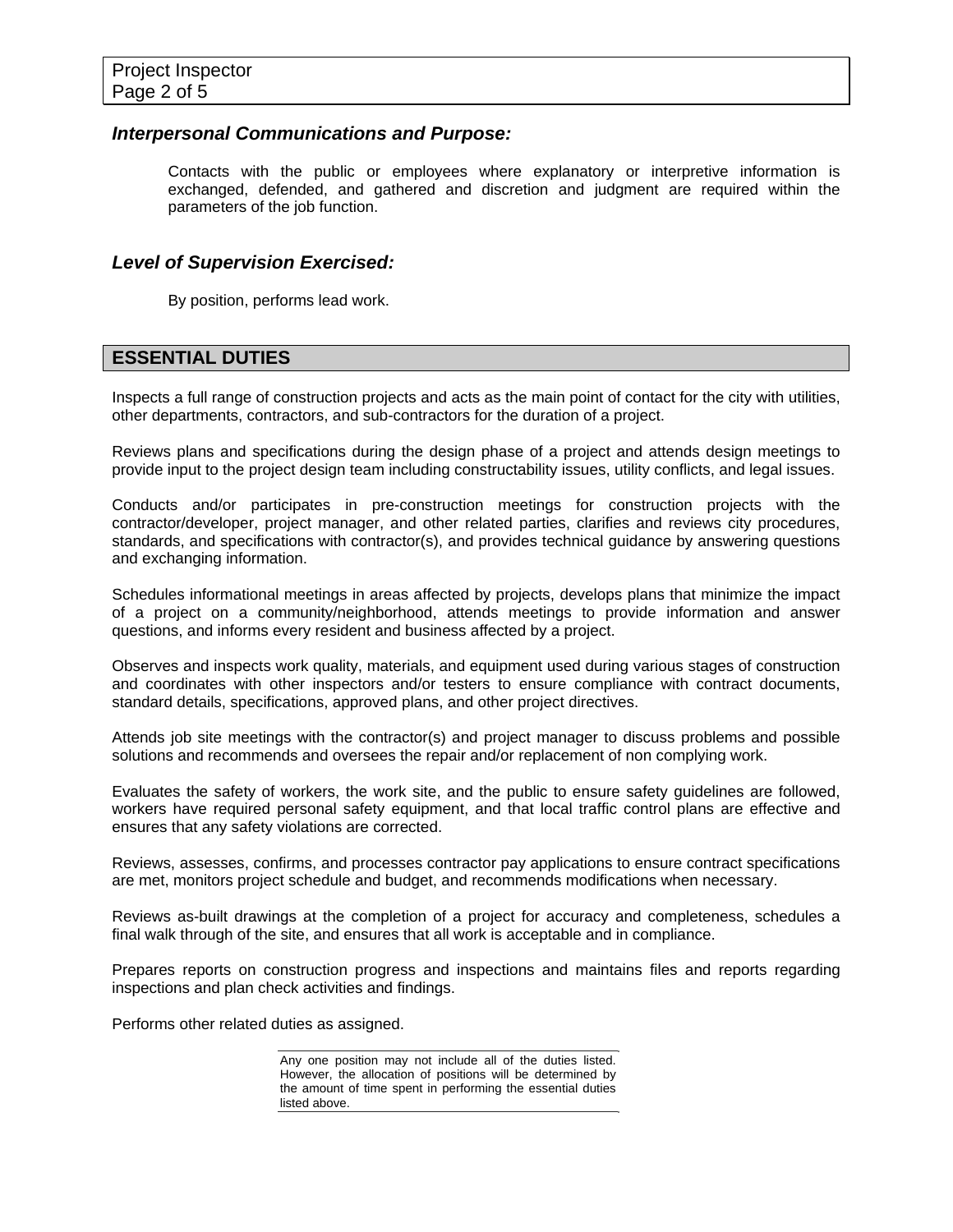### *Interpersonal Communications and Purpose:*

Contacts with the public or employees where explanatory or interpretive information is exchanged, defended, and gathered and discretion and judgment are required within the parameters of the job function.

### *Level of Supervision Exercised:*

By position, performs lead work.

## ESSENTIAL DUTIES

Inspects a full range of construction projects and acts as the main point of contact for the city with utilities, other departments, contractors, and sub-contractors for the duration of a project.

Reviews plans and specifications during the design phase of a project and attends design meetings to provide input to the project design team including constructability issues, utility conflicts, and legal issues.

Conducts and/or participates in pre-construction meetings for construction projects with the contractor/developer, project manager, and other related parties, clarifies and reviews city procedures, standards, and specifications with contractor(s), and provides technical guidance by answering questions and exchanging information.

Schedules informational meetings in areas affected by projects, develops plans that minimize the impact of a project on a community/neighborhood, attends meetings to provide information and answer questions, and informs every resident and business affected by a project.

Observes and inspects work quality, materials, and equipment used during various stages of construction and coordinates with other inspectors and/or testers to ensure compliance with contract documents, standard details, specifications, approved plans, and other project directives.

Attends job site meetings with the contractor(s) and project manager to discuss problems and possible solutions and recommends and oversees the repair and/or replacement of non complying work.

Evaluates the safety of workers, the work site, and the public to ensure safety guidelines are followed, workers have required personal safety equipment, and that local traffic control plans are effective and ensures that any safety violations are corrected.

Reviews, assesses, confirms, and processes contractor pay applications to ensure contract specifications are met, monitors project schedule and budget, and recommends modifications when necessary.

Reviews as-built drawings at the completion of a project for accuracy and completeness, schedules a final walk through of the site, and ensures that all work is acceptable and in compliance.

Prepares reports on construction progress and inspections and maintains files and reports regarding inspections and plan check activities and findings.

Performs other related duties as assigned.

Any one position may not include all of the duties listed. However, the allocation of positions will be determined by the amount of time spent in performing the essential duties listed above.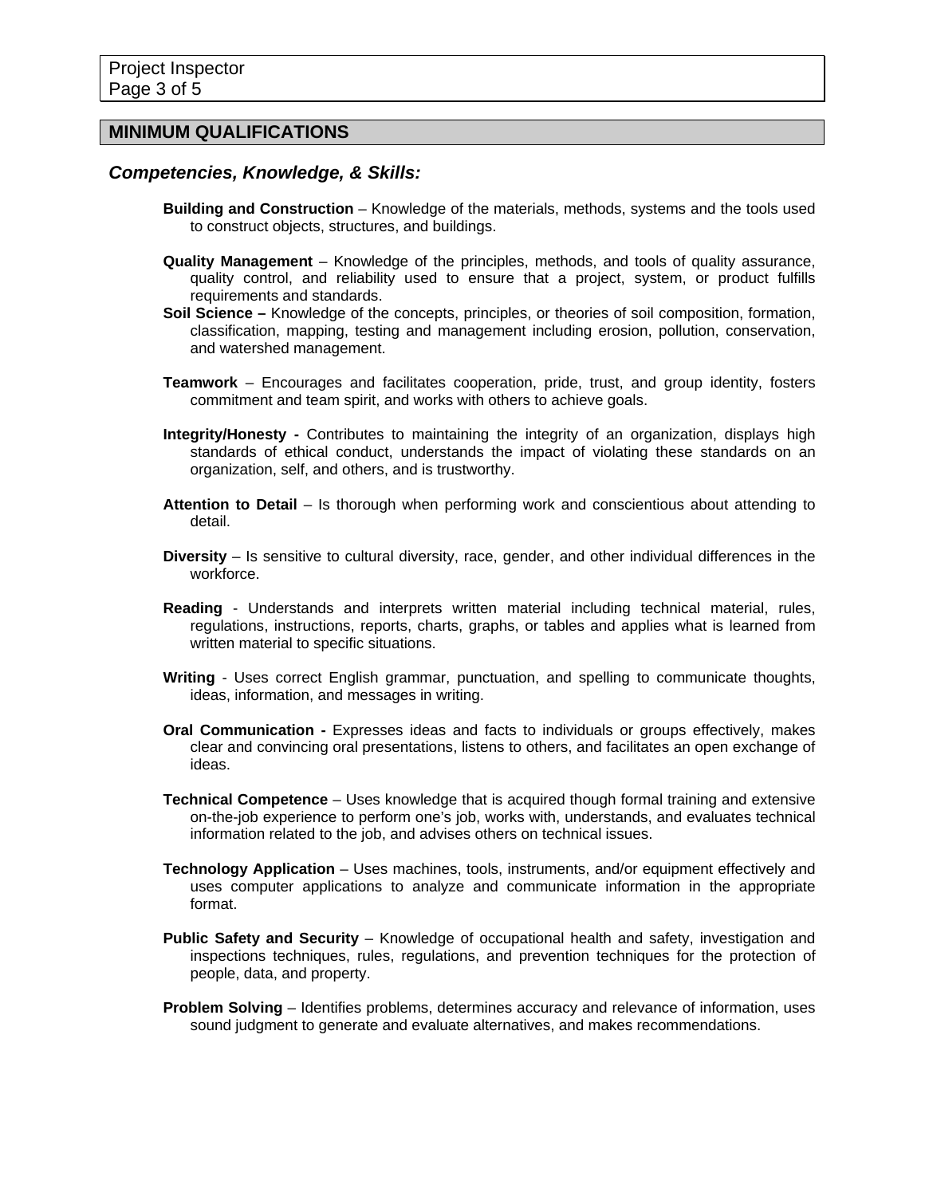## MINIMUM QUALIFICATIONS

### *Competencies, Knowledge, & Skills:*

**Building and Construction** – Knowledge of the materials, methods, systems and the tools used to construct objects, structures, and buildings.

**Quality Management** – Knowledge of the principles, methods, and tools of quality assurance, quality control, and reliability used to ensure that a project, system, or product fulfills requirements and standards.

**Soil Science –** Knowledge of the concepts, principles, or theories of soil composition, formation, classification, mapping, testing and management including erosion, pollution, conservation, and watershed management.

**Teamwork** – Encourages and facilitates cooperation, pride, trust, and group identity, fosters commitment and team spirit, and works with others to achieve goals.

**Integrity/Honesty -** Contributes to maintaining the integrity of an organization, displays high standards of ethical conduct, understands the impact of violating these standards on an organization, self, and others, and is trustworthy.

**Attention to Detail** – Is thorough when performing work and conscientious about attending to detail.

**Diversity** – Is sensitive to cultural diversity, race, gender, and other individual differences in the workforce.

**Reading** - Understands and interprets written material including technical material, rules, regulations, instructions, reports, charts, graphs, or tables and applies what is learned from written material to specific situations.

**Writing** - Uses correct English grammar, punctuation, and spelling to communicate thoughts, ideas, information, and messages in writing.

**Oral Communication -** Expresses ideas and facts to individuals or groups effectively, makes clear and convincing oral presentations, listens to others, and facilitates an open exchange of ideas.

**Technical Competence** – Uses knowledge that is acquired though formal training and extensive on-the-job experience to perform one's job, works with, understands, and evaluates technical information related to the job, and advises others on technical issues.

**Technology Application** – Uses machines, tools, instruments, and/or equipment effectively and uses computer applications to analyze and communicate information in the appropriate format.

**Public Safety and Security** – Knowledge of occupational health and safety, investigation and inspections techniques, rules, regulations, and prevention techniques for the protection of people, data, and property.

**Problem Solving** – Identifies problems, determines accuracy and relevance of information, uses sound judgment to generate and evaluate alternatives, and makes recommendations.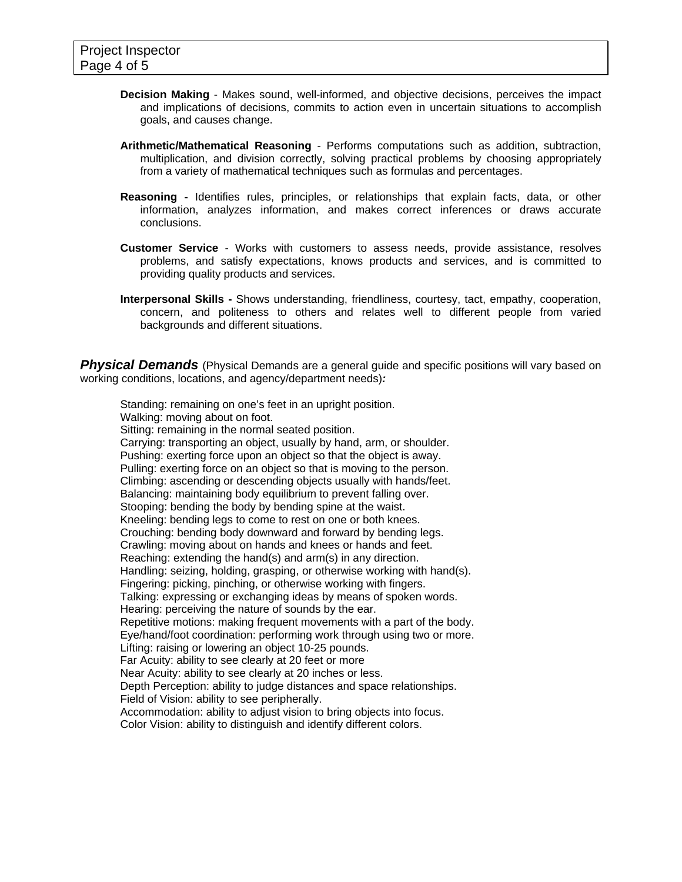**Decision Making** - Makes sound, well-informed, and objective decisions, perceives the impact and implications of decisions, commits to action even in uncertain situations to accomplish goals, and causes change.

**Arithmetic/Mathematical Reasoning** - Performs computations such as addition, subtraction, multiplication, and division correctly, solving practical problems by choosing appropriately from a variety of mathematical techniques such as formulas and percentages.

**Reasoning -** Identifies rules, principles, or relationships that explain facts, data, or other information, analyzes information, and makes correct inferences or draws accurate conclusions.

**Customer Service** - Works with customers to assess needs, provide assistance, resolves problems, and satisfy expectations, knows products and services, and is committed to providing quality products and services.

**Interpersonal Skills -** Shows understanding, friendliness, courtesy, tact, empathy, cooperation, concern, and politeness to others and relates well to different people from varied backgrounds and different situations.

***Physical Demands*** (Physical Demands are a general guide and specific positions will vary based on working conditions, locations, and agency/department needs)***:***

Standing: remaining on one's feet in an upright position.
Walking: moving about on foot.
Sitting: remaining in the normal seated position.
Carrying: transporting an object, usually by hand, arm, or shoulder.
Pushing: exerting force upon an object so that the object is away.
Pulling: exerting force on an object so that is moving to the person.
Climbing: ascending or descending objects usually with hands/feet.
Balancing: maintaining body equilibrium to prevent falling over.
Stooping: bending the body by bending spine at the waist.
Kneeling: bending legs to come to rest on one or both knees.
Crouching: bending body downward and forward by bending legs.
Crawling: moving about on hands and knees or hands and feet.
Reaching: extending the hand(s) and arm(s) in any direction.
Handling: seizing, holding, grasping, or otherwise working with hand(s).
Fingering: picking, pinching, or otherwise working with fingers.
Talking: expressing or exchanging ideas by means of spoken words.
Hearing: perceiving the nature of sounds by the ear.
Repetitive motions: making frequent movements with a part of the body.
Eye/hand/foot coordination: performing work through using two or more.
Lifting: raising or lowering an object 10-25 pounds.
Far Acuity: ability to see clearly at 20 feet or more
Near Acuity: ability to see clearly at 20 inches or less.
Depth Perception: ability to judge distances and space relationships.
Field of Vision: ability to see peripherally.
Accommodation: ability to adjust vision to bring objects into focus.
Color Vision: ability to distinguish and identify different colors.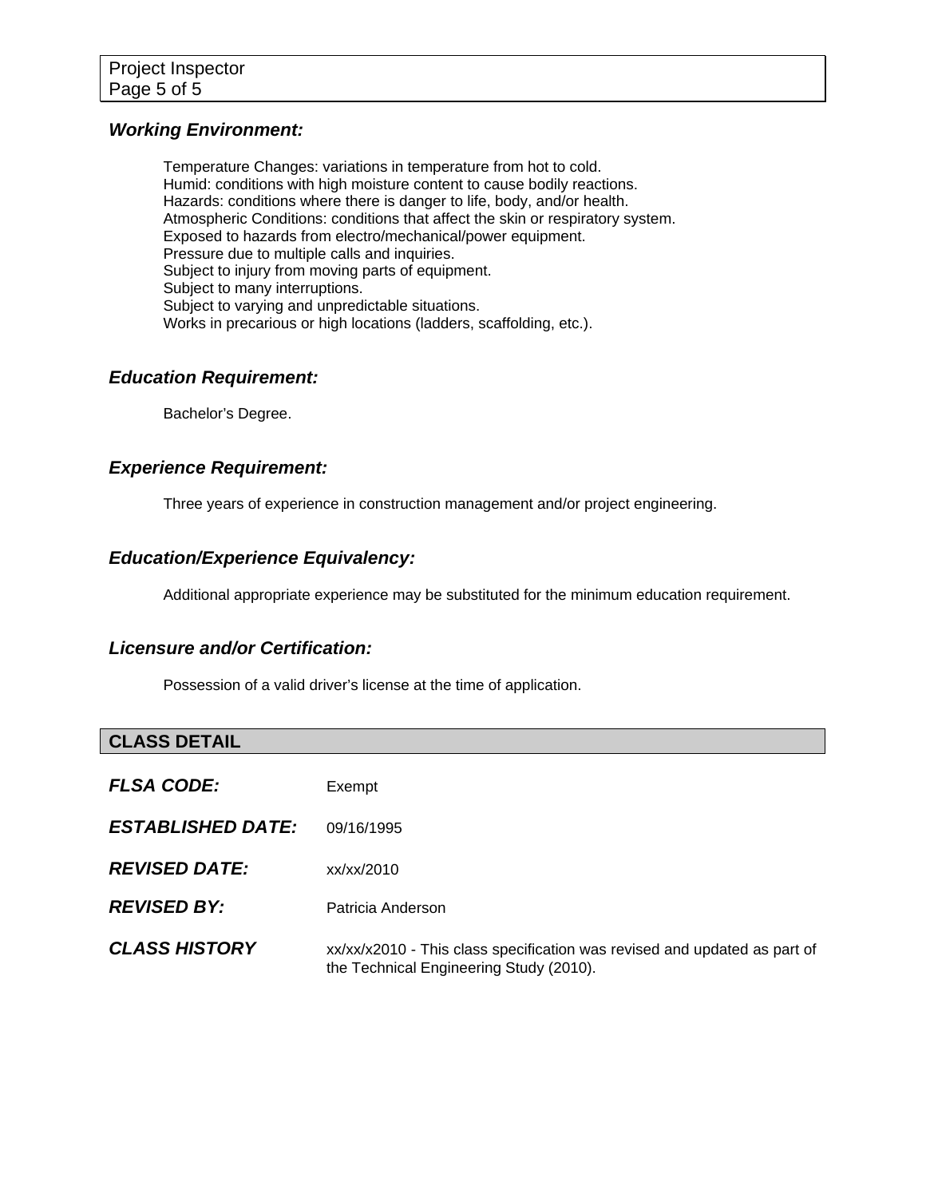### *Working Environment:*

Temperature Changes: variations in temperature from hot to cold.
Humid: conditions with high moisture content to cause bodily reactions.
Hazards: conditions where there is danger to life, body, and/or health.
Atmospheric Conditions: conditions that affect the skin or respiratory system.
Exposed to hazards from electro/mechanical/power equipment.
Pressure due to multiple calls and inquiries.
Subject to injury from moving parts of equipment.
Subject to many interruptions.
Subject to varying and unpredictable situations.
Works in precarious or high locations (ladders, scaffolding, etc.).

### *Education Requirement:*

Bachelor's Degree.

### *Experience Requirement:*

Three years of experience in construction management and/or project engineering.

### *Education/Experience Equivalency:*

Additional appropriate experience may be substituted for the minimum education requirement.

### *Licensure and/or Certification:*

Possession of a valid driver's license at the time of application.

## CLASS DETAIL

***FLSA CODE:*** Exempt

***ESTABLISHED DATE:*** 09/16/1995

***REVISED DATE:*** xx/xx/2010

***REVISED BY:*** Patricia Anderson

***CLASS HISTORY*** xx/xx/x2010 - This class specification was revised and updated as part of the Technical Engineering Study (2010).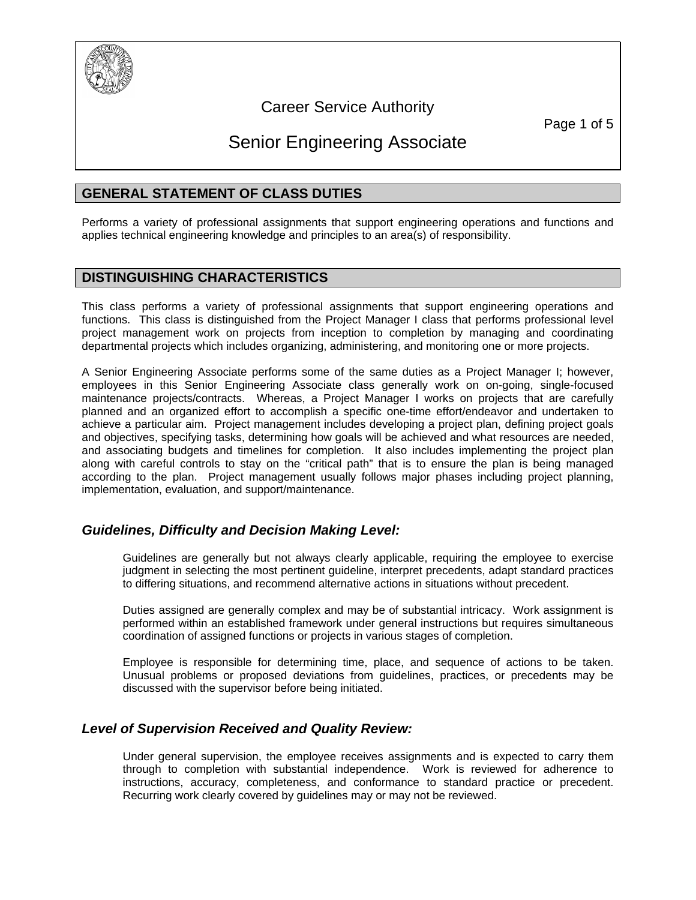# Career Service Authority

# Senior Engineering Associate

## GENERAL STATEMENT OF CLASS DUTIES

Performs a variety of professional assignments that support engineering operations and functions and applies technical engineering knowledge and principles to an area(s) of responsibility.

## DISTINGUISHING CHARACTERISTICS

This class performs a variety of professional assignments that support engineering operations and functions. This class is distinguished from the Project Manager I class that performs professional level project management work on projects from inception to completion by managing and coordinating departmental projects which includes organizing, administering, and monitoring one or more projects.

A Senior Engineering Associate performs some of the same duties as a Project Manager I; however, employees in this Senior Engineering Associate class generally work on on-going, single-focused maintenance projects/contracts. Whereas, a Project Manager I works on projects that are carefully planned and an organized effort to accomplish a specific one-time effort/endeavor and undertaken to achieve a particular aim. Project management includes developing a project plan, defining project goals and objectives, specifying tasks, determining how goals will be achieved and what resources are needed, and associating budgets and timelines for completion. It also includes implementing the project plan along with careful controls to stay on the "critical path" that is to ensure the plan is being managed according to the plan. Project management usually follows major phases including project planning, implementation, evaluation, and support/maintenance.

### *Guidelines, Difficulty and Decision Making Level:*

Guidelines are generally but not always clearly applicable, requiring the employee to exercise judgment in selecting the most pertinent guideline, interpret precedents, adapt standard practices to differing situations, and recommend alternative actions in situations without precedent.

Duties assigned are generally complex and may be of substantial intricacy. Work assignment is performed within an established framework under general instructions but requires simultaneous coordination of assigned functions or projects in various stages of completion.

Employee is responsible for determining time, place, and sequence of actions to be taken. Unusual problems or proposed deviations from guidelines, practices, or precedents may be discussed with the supervisor before being initiated.

### *Level of Supervision Received and Quality Review:*

Under general supervision, the employee receives assignments and is expected to carry them through to completion with substantial independence. Work is reviewed for adherence to instructions, accuracy, completeness, and conformance to standard practice or precedent. Recurring work clearly covered by guidelines may or may not be reviewed.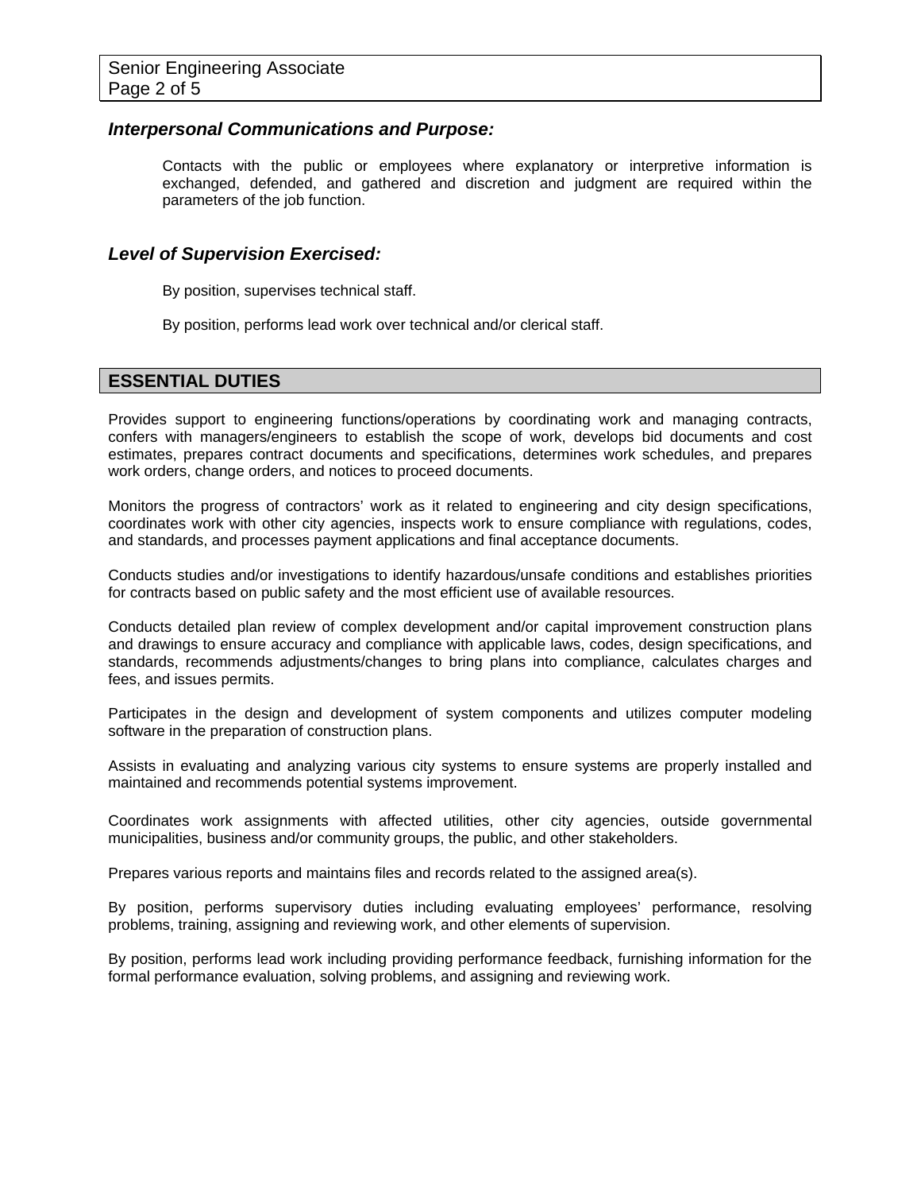### *Interpersonal Communications and Purpose:*

Contacts with the public or employees where explanatory or interpretive information is exchanged, defended, and gathered and discretion and judgment are required within the parameters of the job function.

### *Level of Supervision Exercised:*

By position, supervises technical staff.

By position, performs lead work over technical and/or clerical staff.

## ESSENTIAL DUTIES

Provides support to engineering functions/operations by coordinating work and managing contracts, confers with managers/engineers to establish the scope of work, develops bid documents and cost estimates, prepares contract documents and specifications, determines work schedules, and prepares work orders, change orders, and notices to proceed documents.

Monitors the progress of contractors' work as it related to engineering and city design specifications, coordinates work with other city agencies, inspects work to ensure compliance with regulations, codes, and standards, and processes payment applications and final acceptance documents.

Conducts studies and/or investigations to identify hazardous/unsafe conditions and establishes priorities for contracts based on public safety and the most efficient use of available resources.

Conducts detailed plan review of complex development and/or capital improvement construction plans and drawings to ensure accuracy and compliance with applicable laws, codes, design specifications, and standards, recommends adjustments/changes to bring plans into compliance, calculates charges and fees, and issues permits.

Participates in the design and development of system components and utilizes computer modeling software in the preparation of construction plans.

Assists in evaluating and analyzing various city systems to ensure systems are properly installed and maintained and recommends potential systems improvement.

Coordinates work assignments with affected utilities, other city agencies, outside governmental municipalities, business and/or community groups, the public, and other stakeholders.

Prepares various reports and maintains files and records related to the assigned area(s).

By position, performs supervisory duties including evaluating employees' performance, resolving problems, training, assigning and reviewing work, and other elements of supervision.

By position, performs lead work including providing performance feedback, furnishing information for the formal performance evaluation, solving problems, and assigning and reviewing work.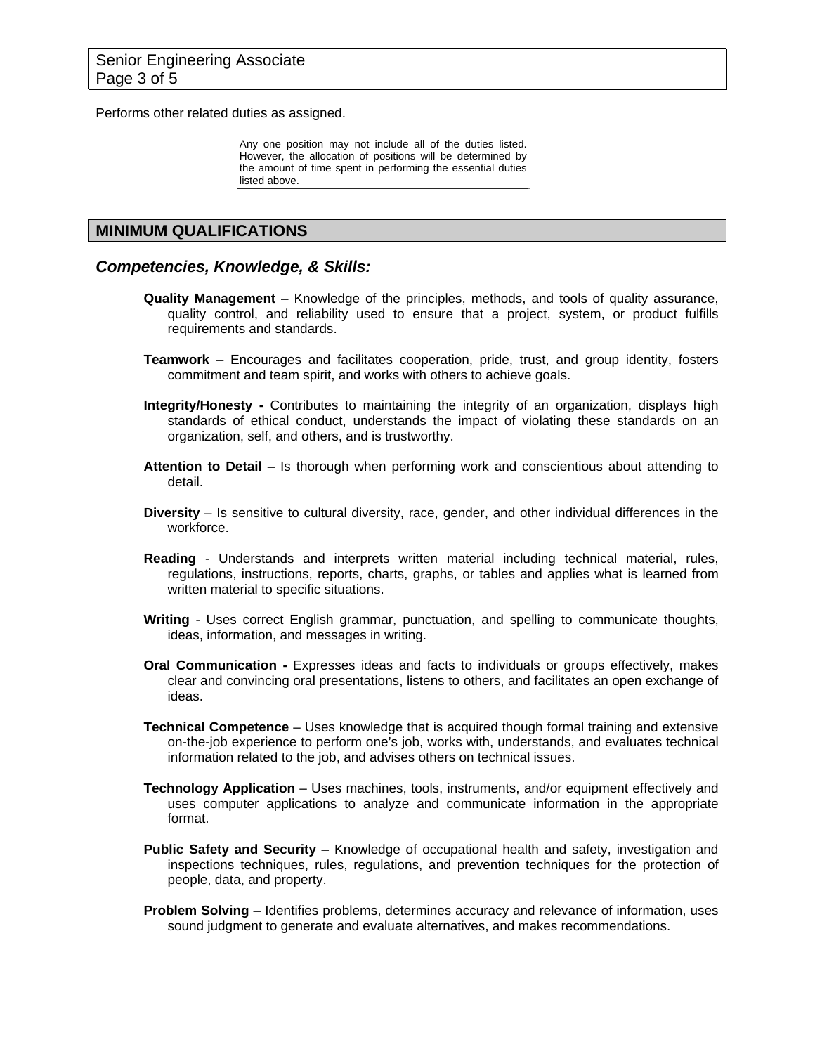Performs other related duties as assigned.

Any one position may not include all of the duties listed. However, the allocation of positions will be determined by the amount of time spent in performing the essential duties listed above.

## MINIMUM QUALIFICATIONS

### *Competencies, Knowledge, & Skills:*

**Quality Management** – Knowledge of the principles, methods, and tools of quality assurance, quality control, and reliability used to ensure that a project, system, or product fulfills requirements and standards.

**Teamwork** – Encourages and facilitates cooperation, pride, trust, and group identity, fosters commitment and team spirit, and works with others to achieve goals.

**Integrity/Honesty -** Contributes to maintaining the integrity of an organization, displays high standards of ethical conduct, understands the impact of violating these standards on an organization, self, and others, and is trustworthy.

**Attention to Detail** – Is thorough when performing work and conscientious about attending to detail.

**Diversity** – Is sensitive to cultural diversity, race, gender, and other individual differences in the workforce.

**Reading** - Understands and interprets written material including technical material, rules, regulations, instructions, reports, charts, graphs, or tables and applies what is learned from written material to specific situations.

**Writing** - Uses correct English grammar, punctuation, and spelling to communicate thoughts, ideas, information, and messages in writing.

**Oral Communication -** Expresses ideas and facts to individuals or groups effectively, makes clear and convincing oral presentations, listens to others, and facilitates an open exchange of ideas.

**Technical Competence** – Uses knowledge that is acquired though formal training and extensive on-the-job experience to perform one's job, works with, understands, and evaluates technical information related to the job, and advises others on technical issues.

**Technology Application** – Uses machines, tools, instruments, and/or equipment effectively and uses computer applications to analyze and communicate information in the appropriate format.

**Public Safety and Security** – Knowledge of occupational health and safety, investigation and inspections techniques, rules, regulations, and prevention techniques for the protection of people, data, and property.

**Problem Solving** – Identifies problems, determines accuracy and relevance of information, uses sound judgment to generate and evaluate alternatives, and makes recommendations.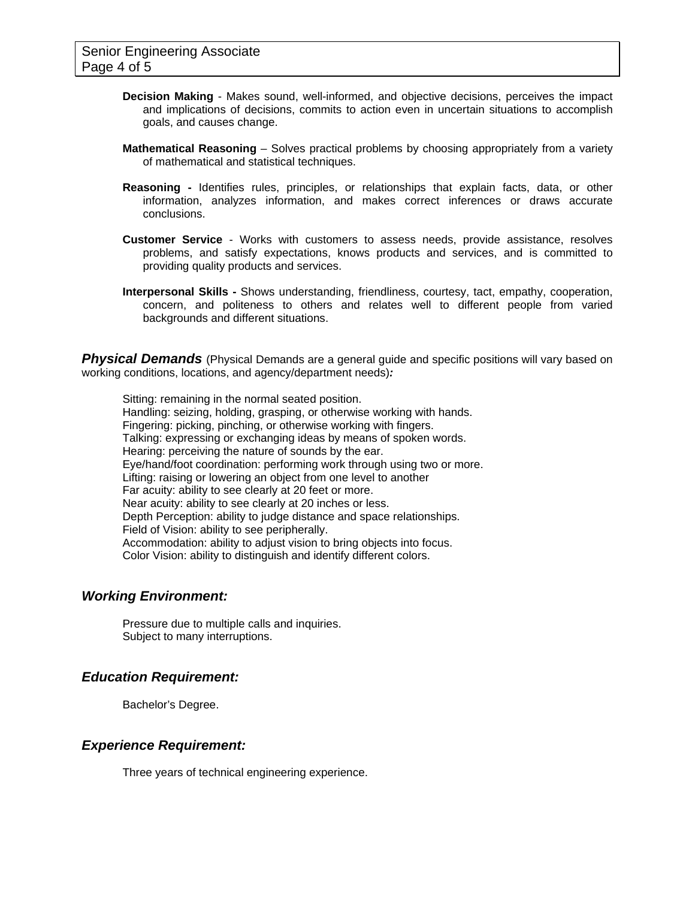**Decision Making** - Makes sound, well-informed, and objective decisions, perceives the impact and implications of decisions, commits to action even in uncertain situations to accomplish goals, and causes change.

**Mathematical Reasoning** – Solves practical problems by choosing appropriately from a variety of mathematical and statistical techniques.

**Reasoning -** Identifies rules, principles, or relationships that explain facts, data, or other information, analyzes information, and makes correct inferences or draws accurate conclusions.

**Customer Service** - Works with customers to assess needs, provide assistance, resolves problems, and satisfy expectations, knows products and services, and is committed to providing quality products and services.

**Interpersonal Skills -** Shows understanding, friendliness, courtesy, tact, empathy, cooperation, concern, and politeness to others and relates well to different people from varied backgrounds and different situations.

## ***Physical Demands*** (Physical Demands are a general guide and specific positions will vary based on working conditions, locations, and agency/department needs)***:***

Sitting: remaining in the normal seated position.
Handling: seizing, holding, grasping, or otherwise working with hands.
Fingering: picking, pinching, or otherwise working with fingers.
Talking: expressing or exchanging ideas by means of spoken words.
Hearing: perceiving the nature of sounds by the ear.
Eye/hand/foot coordination: performing work through using two or more.
Lifting: raising or lowering an object from one level to another
Far acuity: ability to see clearly at 20 feet or more.
Near acuity: ability to see clearly at 20 inches or less.
Depth Perception: ability to judge distance and space relationships.
Field of Vision: ability to see peripherally.
Accommodation: ability to adjust vision to bring objects into focus.
Color Vision: ability to distinguish and identify different colors.

## ***Working Environment:***

Pressure due to multiple calls and inquiries.
Subject to many interruptions.

## ***Education Requirement:***

Bachelor's Degree.

## ***Experience Requirement:***

Three years of technical engineering experience.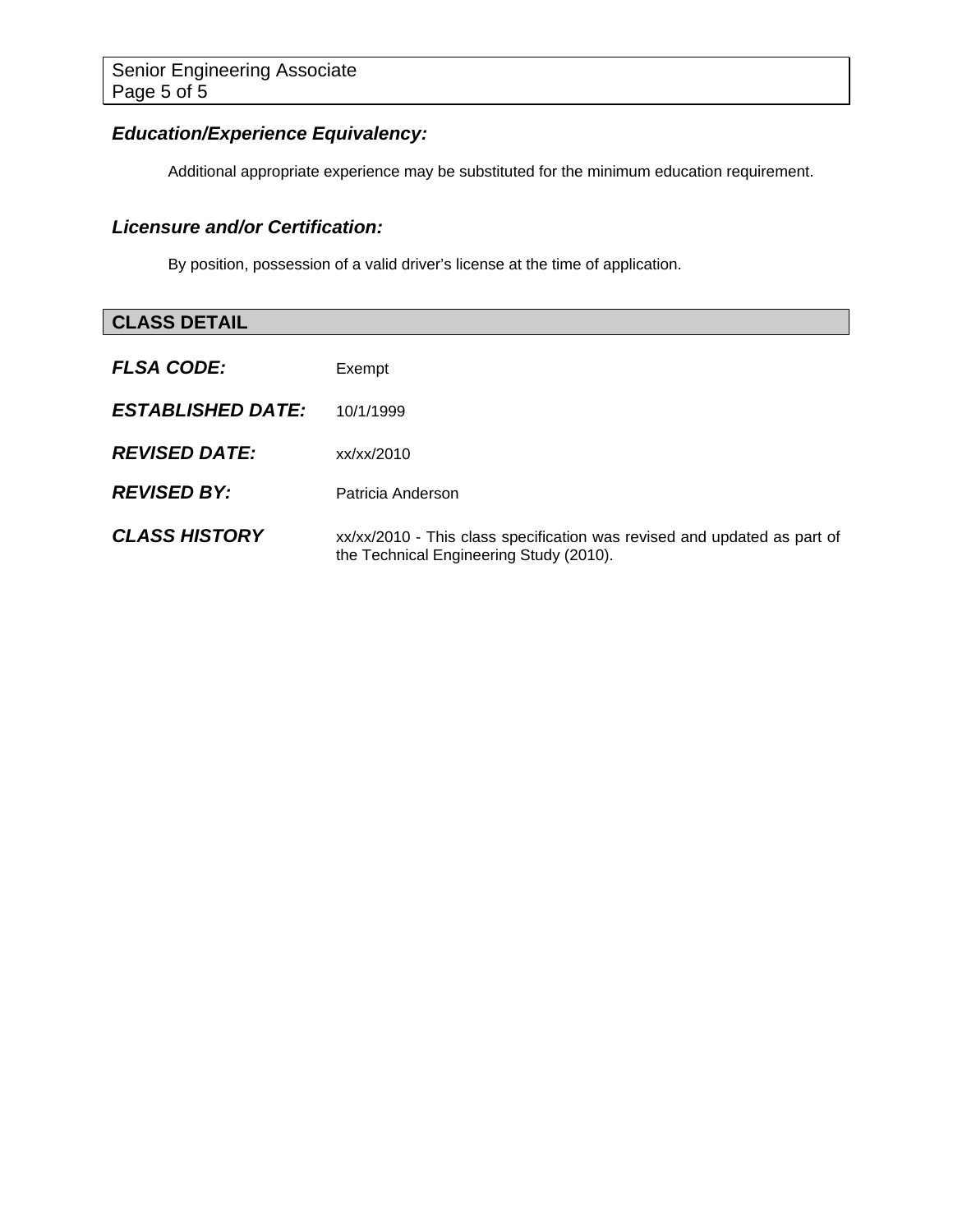### *Education/Experience Equivalency:*

Additional appropriate experience may be substituted for the minimum education requirement.

### *Licensure and/or Certification:*

By position, possession of a valid driver's license at the time of application.

## CLASS DETAIL

| | |
|---|---|
| ***FLSA CODE:*** | Exempt |
| ***ESTABLISHED DATE:*** | 10/1/1999 |
| ***REVISED DATE:*** | xx/xx/2010 |
| ***REVISED BY:*** | Patricia Anderson |
| ***CLASS HISTORY*** | xx/xx/2010 - This class specification was revised and updated as part of the Technical Engineering Study (2010). |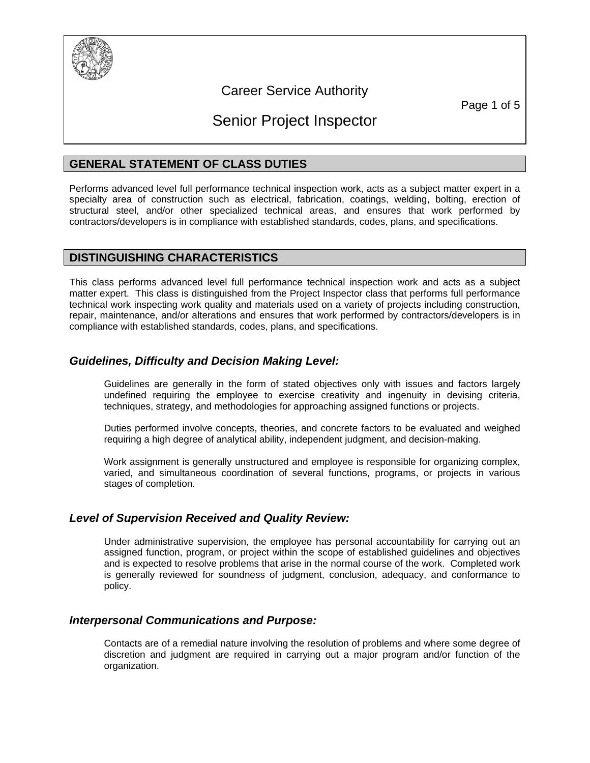Career Service Authority

# Senior Project Inspector

## GENERAL STATEMENT OF CLASS DUTIES

Performs advanced level full performance technical inspection work, acts as a subject matter expert in a specialty area of construction such as electrical, fabrication, coatings, welding, bolting, erection of structural steel, and/or other specialized technical areas, and ensures that work performed by contractors/developers is in compliance with established standards, codes, plans, and specifications.

## DISTINGUISHING CHARACTERISTICS

This class performs advanced level full performance technical inspection work and acts as a subject matter expert. This class is distinguished from the Project Inspector class that performs full performance technical work inspecting work quality and materials used on a variety of projects including construction, repair, maintenance, and/or alterations and ensures that work performed by contractors/developers is in compliance with established standards, codes, plans, and specifications.

### *Guidelines, Difficulty and Decision Making Level:*

Guidelines are generally in the form of stated objectives only with issues and factors largely undefined requiring the employee to exercise creativity and ingenuity in devising criteria, techniques, strategy, and methodologies for approaching assigned functions or projects.

Duties performed involve concepts, theories, and concrete factors to be evaluated and weighed requiring a high degree of analytical ability, independent judgment, and decision-making.

Work assignment is generally unstructured and employee is responsible for organizing complex, varied, and simultaneous coordination of several functions, programs, or projects in various stages of completion.

### *Level of Supervision Received and Quality Review:*

Under administrative supervision, the employee has personal accountability for carrying out an assigned function, program, or project within the scope of established guidelines and objectives and is expected to resolve problems that arise in the normal course of the work. Completed work is generally reviewed for soundness of judgment, conclusion, adequacy, and conformance to policy.

### *Interpersonal Communications and Purpose:*

Contacts are of a remedial nature involving the resolution of problems and where some degree of discretion and judgment are required in carrying out a major program and/or function of the organization.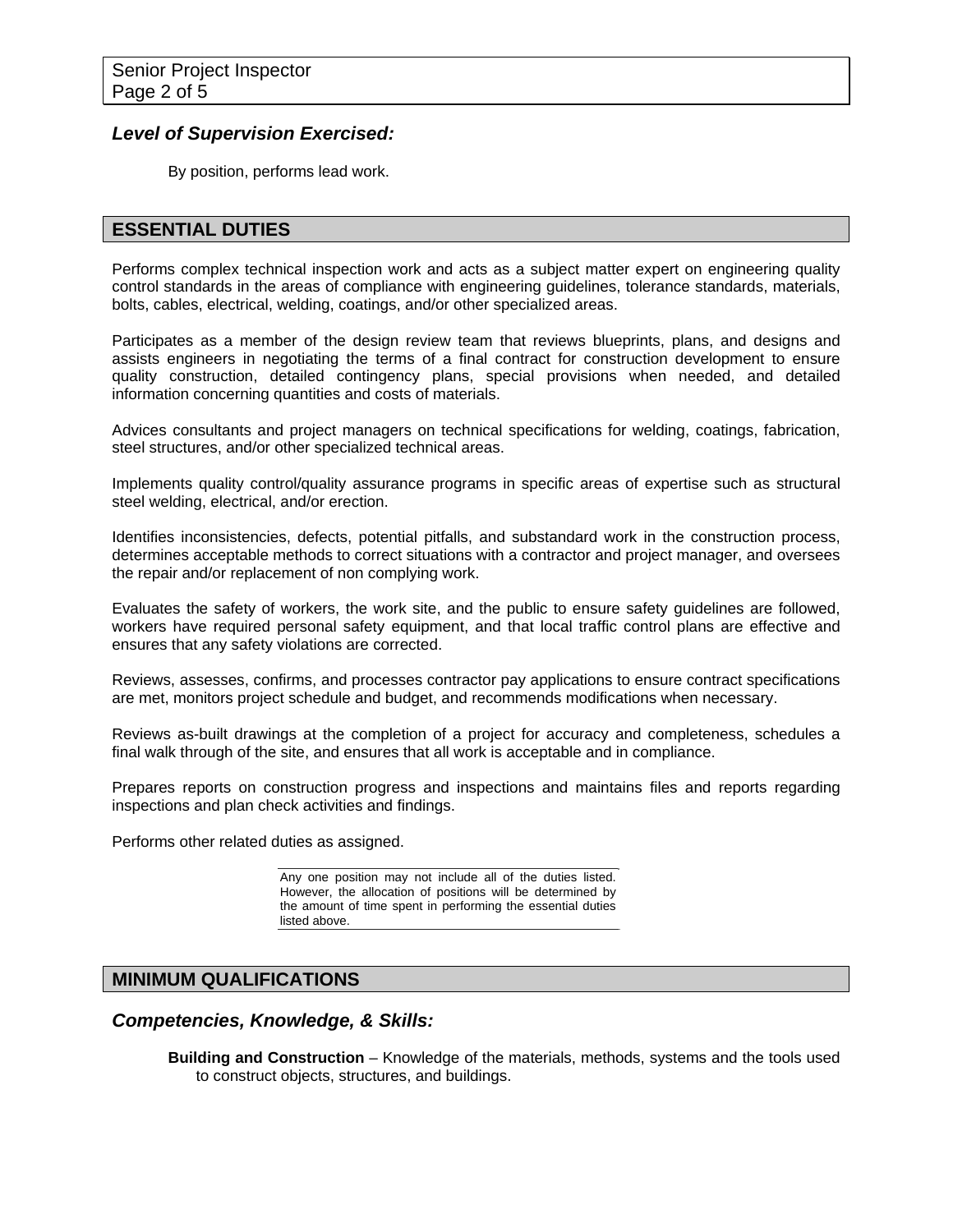### *Level of Supervision Exercised:*

By position, performs lead work.

## ESSENTIAL DUTIES

Performs complex technical inspection work and acts as a subject matter expert on engineering quality control standards in the areas of compliance with engineering guidelines, tolerance standards, materials, bolts, cables, electrical, welding, coatings, and/or other specialized areas.

Participates as a member of the design review team that reviews blueprints, plans, and designs and assists engineers in negotiating the terms of a final contract for construction development to ensure quality construction, detailed contingency plans, special provisions when needed, and detailed information concerning quantities and costs of materials.

Advices consultants and project managers on technical specifications for welding, coatings, fabrication, steel structures, and/or other specialized technical areas.

Implements quality control/quality assurance programs in specific areas of expertise such as structural steel welding, electrical, and/or erection.

Identifies inconsistencies, defects, potential pitfalls, and substandard work in the construction process, determines acceptable methods to correct situations with a contractor and project manager, and oversees the repair and/or replacement of non complying work.

Evaluates the safety of workers, the work site, and the public to ensure safety guidelines are followed, workers have required personal safety equipment, and that local traffic control plans are effective and ensures that any safety violations are corrected.

Reviews, assesses, confirms, and processes contractor pay applications to ensure contract specifications are met, monitors project schedule and budget, and recommends modifications when necessary.

Reviews as-built drawings at the completion of a project for accuracy and completeness, schedules a final walk through of the site, and ensures that all work is acceptable and in compliance.

Prepares reports on construction progress and inspections and maintains files and reports regarding inspections and plan check activities and findings.

Performs other related duties as assigned.

Any one position may not include all of the duties listed. However, the allocation of positions will be determined by the amount of time spent in performing the essential duties listed above.

## MINIMUM QUALIFICATIONS

### *Competencies, Knowledge, & Skills:*

**Building and Construction** – Knowledge of the materials, methods, systems and the tools used to construct objects, structures, and buildings.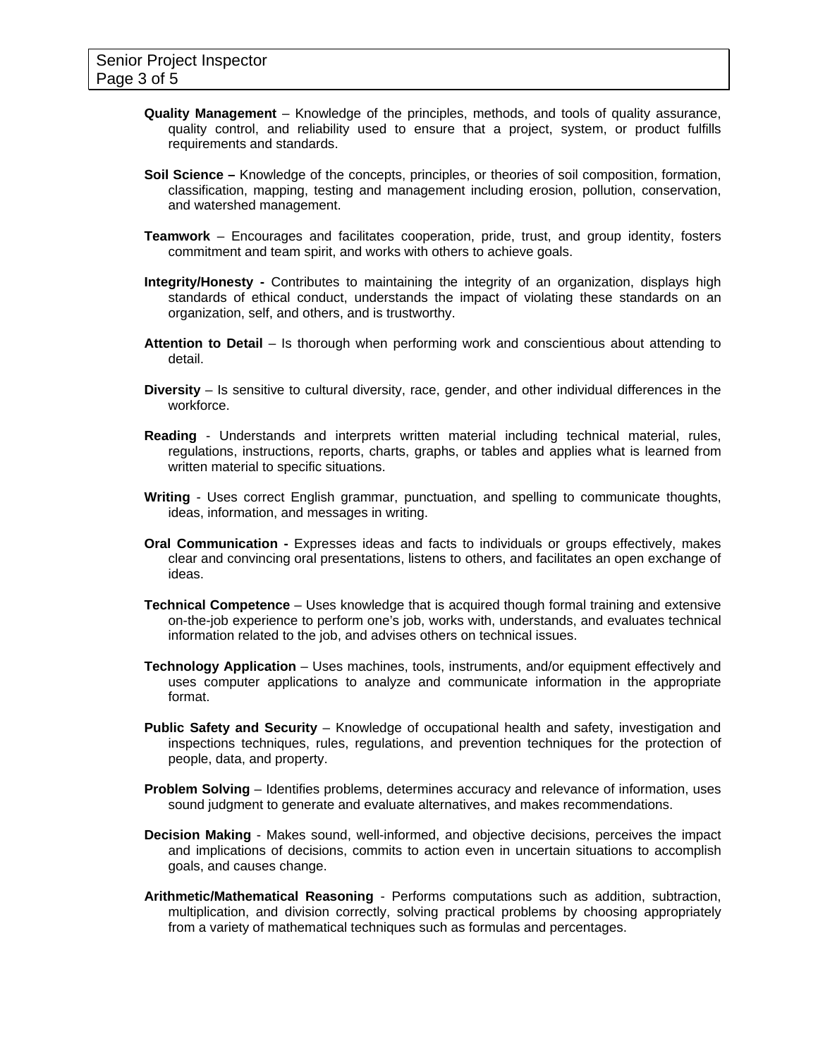**Quality Management** – Knowledge of the principles, methods, and tools of quality assurance, quality control, and reliability used to ensure that a project, system, or product fulfills requirements and standards.

**Soil Science –** Knowledge of the concepts, principles, or theories of soil composition, formation, classification, mapping, testing and management including erosion, pollution, conservation, and watershed management.

**Teamwork** – Encourages and facilitates cooperation, pride, trust, and group identity, fosters commitment and team spirit, and works with others to achieve goals.

**Integrity/Honesty -** Contributes to maintaining the integrity of an organization, displays high standards of ethical conduct, understands the impact of violating these standards on an organization, self, and others, and is trustworthy.

**Attention to Detail** – Is thorough when performing work and conscientious about attending to detail.

**Diversity** – Is sensitive to cultural diversity, race, gender, and other individual differences in the workforce.

**Reading** - Understands and interprets written material including technical material, rules, regulations, instructions, reports, charts, graphs, or tables and applies what is learned from written material to specific situations.

**Writing** - Uses correct English grammar, punctuation, and spelling to communicate thoughts, ideas, information, and messages in writing.

**Oral Communication -** Expresses ideas and facts to individuals or groups effectively, makes clear and convincing oral presentations, listens to others, and facilitates an open exchange of ideas.

**Technical Competence** – Uses knowledge that is acquired though formal training and extensive on-the-job experience to perform one's job, works with, understands, and evaluates technical information related to the job, and advises others on technical issues.

**Technology Application** – Uses machines, tools, instruments, and/or equipment effectively and uses computer applications to analyze and communicate information in the appropriate format.

**Public Safety and Security** – Knowledge of occupational health and safety, investigation and inspections techniques, rules, regulations, and prevention techniques for the protection of people, data, and property.

**Problem Solving** – Identifies problems, determines accuracy and relevance of information, uses sound judgment to generate and evaluate alternatives, and makes recommendations.

**Decision Making** - Makes sound, well-informed, and objective decisions, perceives the impact and implications of decisions, commits to action even in uncertain situations to accomplish goals, and causes change.

**Arithmetic/Mathematical Reasoning** - Performs computations such as addition, subtraction, multiplication, and division correctly, solving practical problems by choosing appropriately from a variety of mathematical techniques such as formulas and percentages.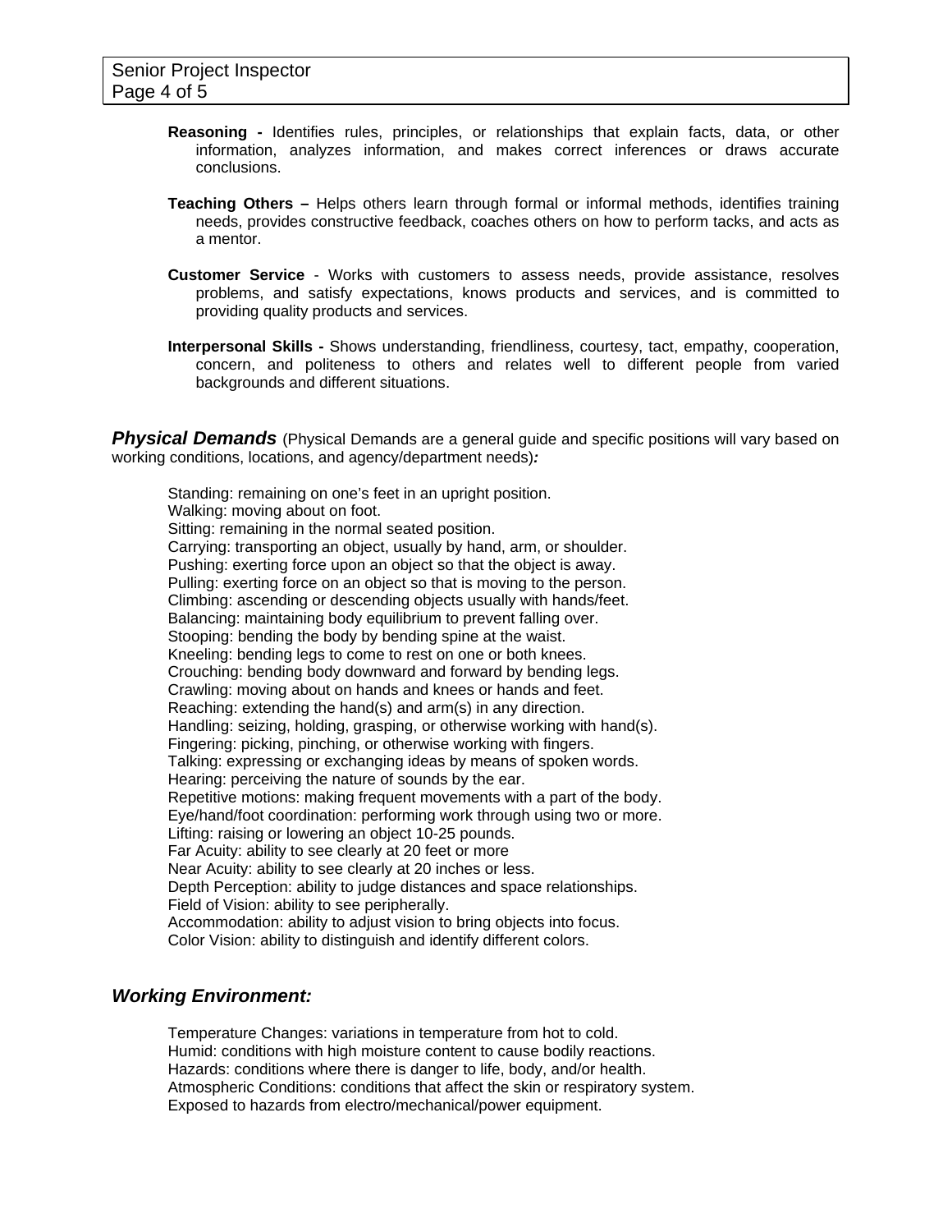**Reasoning -** Identifies rules, principles, or relationships that explain facts, data, or other information, analyzes information, and makes correct inferences or draws accurate conclusions.

**Teaching Others –** Helps others learn through formal or informal methods, identifies training needs, provides constructive feedback, coaches others on how to perform tacks, and acts as a mentor.

**Customer Service** - Works with customers to assess needs, provide assistance, resolves problems, and satisfy expectations, knows products and services, and is committed to providing quality products and services.

**Interpersonal Skills -** Shows understanding, friendliness, courtesy, tact, empathy, cooperation, concern, and politeness to others and relates well to different people from varied backgrounds and different situations.

***Physical Demands*** (Physical Demands are a general guide and specific positions will vary based on working conditions, locations, and agency/department needs)***:***

Standing: remaining on one's feet in an upright position.
Walking: moving about on foot.
Sitting: remaining in the normal seated position.
Carrying: transporting an object, usually by hand, arm, or shoulder.
Pushing: exerting force upon an object so that the object is away.
Pulling: exerting force on an object so that is moving to the person.
Climbing: ascending or descending objects usually with hands/feet.
Balancing: maintaining body equilibrium to prevent falling over.
Stooping: bending the body by bending spine at the waist.
Kneeling: bending legs to come to rest on one or both knees.
Crouching: bending body downward and forward by bending legs.
Crawling: moving about on hands and knees or hands and feet.
Reaching: extending the hand(s) and arm(s) in any direction.
Handling: seizing, holding, grasping, or otherwise working with hand(s).
Fingering: picking, pinching, or otherwise working with fingers.
Talking: expressing or exchanging ideas by means of spoken words.
Hearing: perceiving the nature of sounds by the ear.
Repetitive motions: making frequent movements with a part of the body.
Eye/hand/foot coordination: performing work through using two or more.
Lifting: raising or lowering an object 10-25 pounds.
Far Acuity: ability to see clearly at 20 feet or more
Near Acuity: ability to see clearly at 20 inches or less.
Depth Perception: ability to judge distances and space relationships.
Field of Vision: ability to see peripherally.
Accommodation: ability to adjust vision to bring objects into focus.
Color Vision: ability to distinguish and identify different colors.

***Working Environment:***

Temperature Changes: variations in temperature from hot to cold.
Humid: conditions with high moisture content to cause bodily reactions.
Hazards: conditions where there is danger to life, body, and/or health.
Atmospheric Conditions: conditions that affect the skin or respiratory system.
Exposed to hazards from electro/mechanical/power equipment.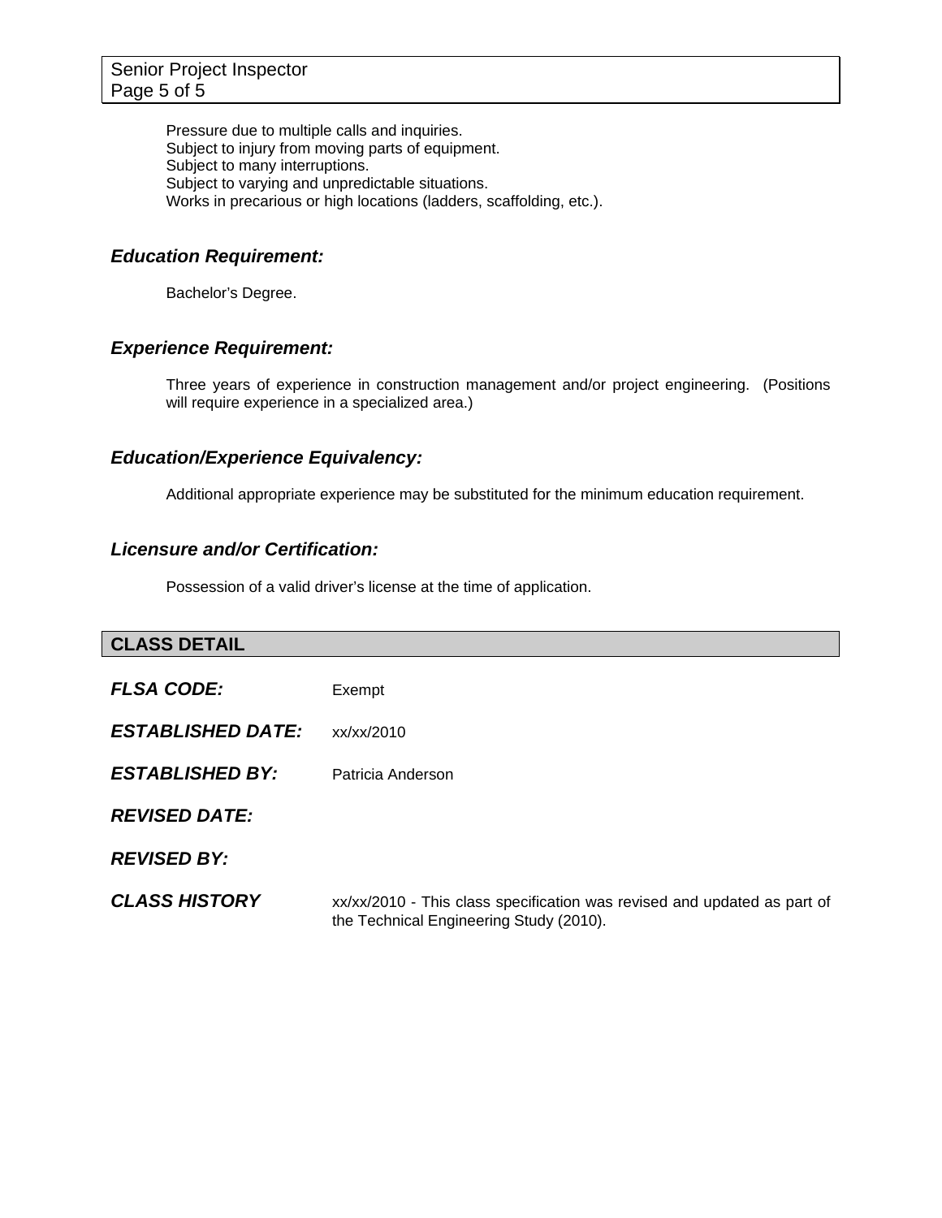Pressure due to multiple calls and inquiries.
Subject to injury from moving parts of equipment.
Subject to many interruptions.
Subject to varying and unpredictable situations.
Works in precarious or high locations (ladders, scaffolding, etc.).

### *Education Requirement:*

Bachelor's Degree.

### *Experience Requirement:*

Three years of experience in construction management and/or project engineering. (Positions will require experience in a specialized area.)

### *Education/Experience Equivalency:*

Additional appropriate experience may be substituted for the minimum education requirement.

### *Licensure and/or Certification:*

Possession of a valid driver's license at the time of application.

## CLASS DETAIL

***FLSA CODE:*** Exempt

***ESTABLISHED DATE:*** xx/xx/2010

***ESTABLISHED BY:*** Patricia Anderson

***REVISED DATE:***

***REVISED BY:***

***CLASS HISTORY*** xx/xx/2010 - This class specification was revised and updated as part of the Technical Engineering Study (2010).